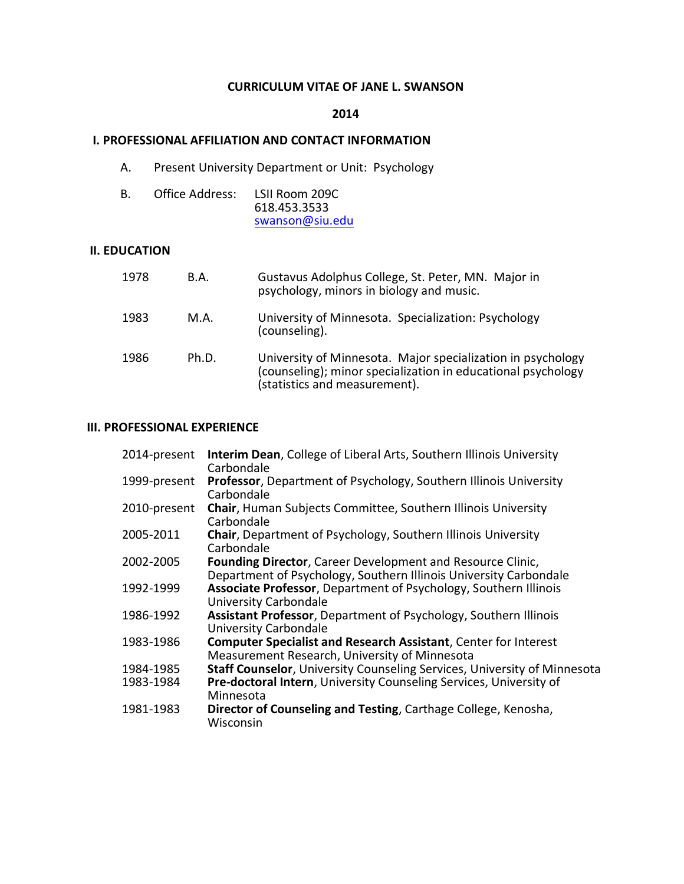# CURRICULUM VITAE OF JANE L. SWANSON

**2014**

## I. PROFESSIONAL AFFILIATION AND CONTACT INFORMATION

A. Present University Department or Unit: Psychology

B. Office Address: LSII Room 209C
618.453.3533
swanson@siu.edu

## II. EDUCATION

| | | |
|---|---|---|
| 1978 | B.A. | Gustavus Adolphus College, St. Peter, MN. Major in psychology, minors in biology and music. |
| 1983 | M.A. | University of Minnesota. Specialization: Psychology (counseling). |
| 1986 | Ph.D. | University of Minnesota. Major specialization in psychology (counseling); minor specialization in educational psychology (statistics and measurement). |

## III. PROFESSIONAL EXPERIENCE

| | |
|---|---|
| 2014-present | **Interim Dean**, College of Liberal Arts, Southern Illinois University Carbondale |
| 1999-present | **Professor**, Department of Psychology, Southern Illinois University Carbondale |
| 2010-present | **Chair**, Human Subjects Committee, Southern Illinois University Carbondale |
| 2005-2011 | **Chair**, Department of Psychology, Southern Illinois University Carbondale |
| 2002-2005 | **Founding Director**, Career Development and Resource Clinic, Department of Psychology, Southern Illinois University Carbondale |
| 1992-1999 | **Associate Professor**, Department of Psychology, Southern Illinois University Carbondale |
| 1986-1992 | **Assistant Professor**, Department of Psychology, Southern Illinois University Carbondale |
| 1983-1986 | **Computer Specialist and Research Assistant**, Center for Interest Measurement Research, University of Minnesota |
| 1984-1985 | **Staff Counselor**, University Counseling Services, University of Minnesota |
| 1983-1984 | **Pre-doctoral Intern**, University Counseling Services, University of Minnesota |
| 1981-1983 | **Director of Counseling and Testing**, Carthage College, Kenosha, Wisconsin |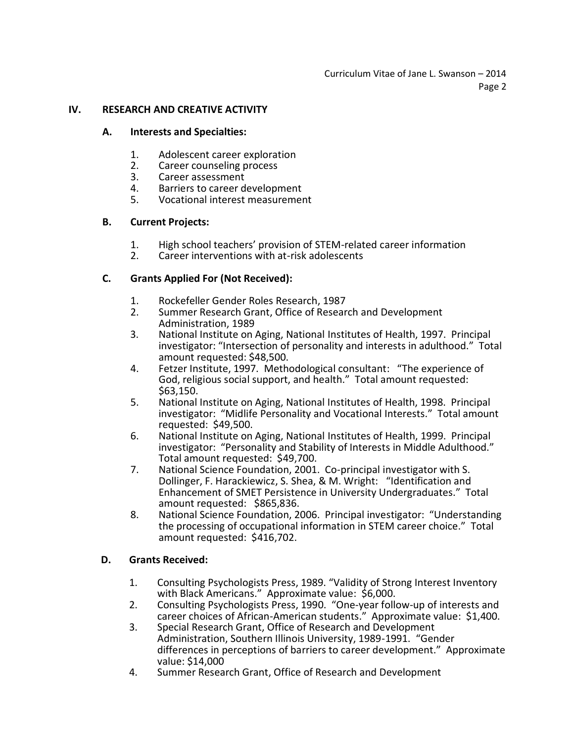## IV. RESEARCH AND CREATIVE ACTIVITY

### A. Interests and Specialties:

1. Adolescent career exploration
2. Career counseling process
3. Career assessment
4. Barriers to career development
5. Vocational interest measurement

### B. Current Projects:

1. High school teachers' provision of STEM-related career information
2. Career interventions with at-risk adolescents

### C. Grants Applied For (Not Received):

1. Rockefeller Gender Roles Research, 1987
2. Summer Research Grant, Office of Research and Development Administration, 1989
3. National Institute on Aging, National Institutes of Health, 1997. Principal investigator: "Intersection of personality and interests in adulthood." Total amount requested: $48,500.
4. Fetzer Institute, 1997. Methodological consultant: "The experience of God, religious social support, and health." Total amount requested: $63,150.
5. National Institute on Aging, National Institutes of Health, 1998. Principal investigator: "Midlife Personality and Vocational Interests." Total amount requested: $49,500.
6. National Institute on Aging, National Institutes of Health, 1999. Principal investigator: "Personality and Stability of Interests in Middle Adulthood." Total amount requested: $49,700.
7. National Science Foundation, 2001. Co-principal investigator with S. Dollinger, F. Harackiewicz, S. Shea, & M. Wright: "Identification and Enhancement of SMET Persistence in University Undergraduates." Total amount requested: $865,836.
8. National Science Foundation, 2006. Principal investigator: "Understanding the processing of occupational information in STEM career choice." Total amount requested: $416,702.

### D. Grants Received:

1. Consulting Psychologists Press, 1989. "Validity of Strong Interest Inventory with Black Americans." Approximate value: $6,000.
2. Consulting Psychologists Press, 1990. "One-year follow-up of interests and career choices of African-American students." Approximate value: $1,400.
3. Special Research Grant, Office of Research and Development Administration, Southern Illinois University, 1989-1991. "Gender differences in perceptions of barriers to career development." Approximate value: $14,000
4. Summer Research Grant, Office of Research and Development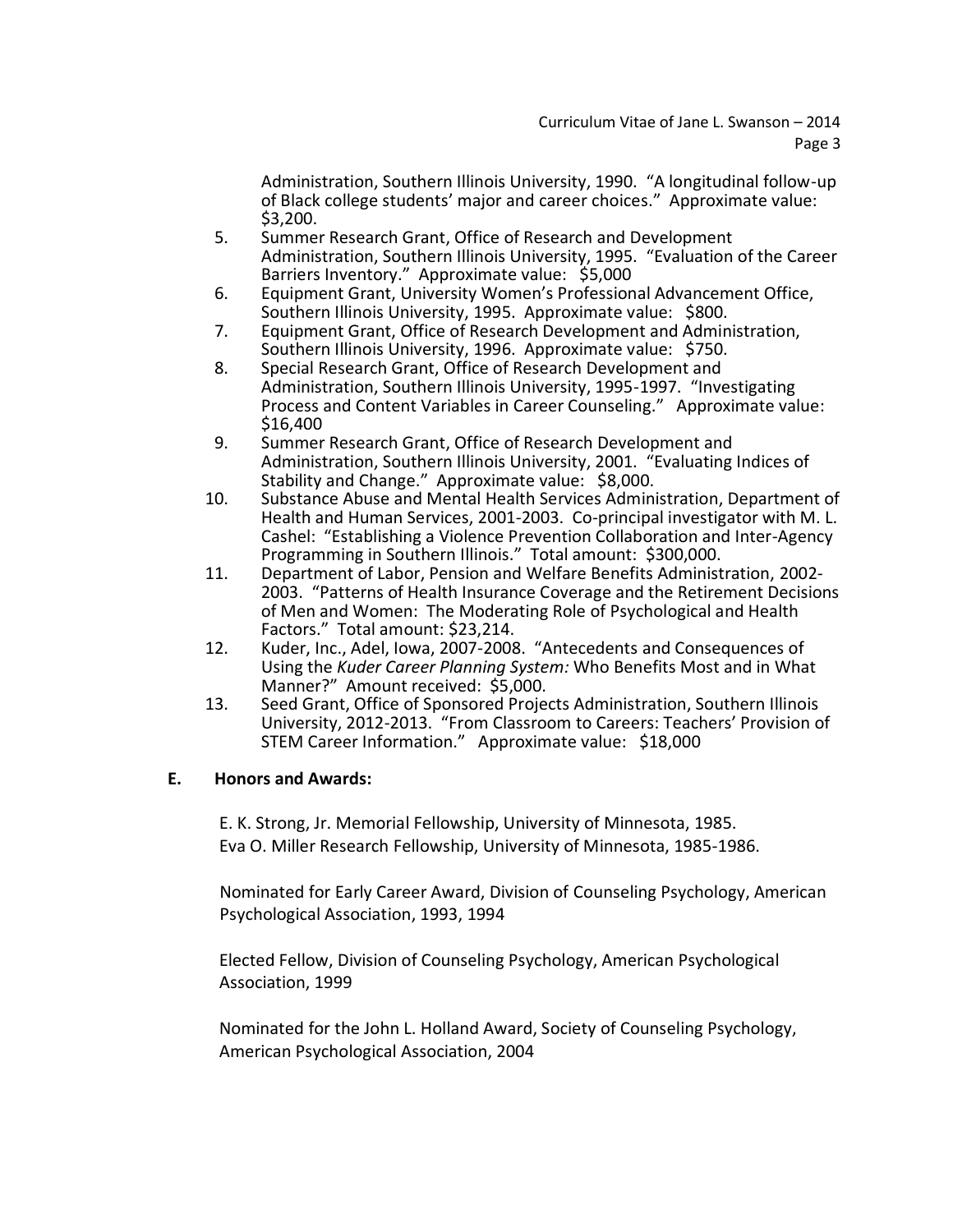Administration, Southern Illinois University, 1990. "A longitudinal follow-up of Black college students' major and career choices." Approximate value: $3,200.

5. Summer Research Grant, Office of Research and Development Administration, Southern Illinois University, 1995. "Evaluation of the Career Barriers Inventory." Approximate value: $5,000
6. Equipment Grant, University Women's Professional Advancement Office, Southern Illinois University, 1995. Approximate value: $800.
7. Equipment Grant, Office of Research Development and Administration, Southern Illinois University, 1996. Approximate value: $750.
8. Special Research Grant, Office of Research Development and Administration, Southern Illinois University, 1995-1997. "Investigating Process and Content Variables in Career Counseling." Approximate value: $16,400
9. Summer Research Grant, Office of Research Development and Administration, Southern Illinois University, 2001. "Evaluating Indices of Stability and Change." Approximate value: $8,000.
10. Substance Abuse and Mental Health Services Administration, Department of Health and Human Services, 2001-2003. Co-principal investigator with M. L. Cashel: "Establishing a Violence Prevention Collaboration and Inter-Agency Programming in Southern Illinois." Total amount: $300,000.
11. Department of Labor, Pension and Welfare Benefits Administration, 2002-2003. "Patterns of Health Insurance Coverage and the Retirement Decisions of Men and Women: The Moderating Role of Psychological and Health Factors." Total amount: $23,214.
12. Kuder, Inc., Adel, Iowa, 2007-2008. "Antecedents and Consequences of Using the *Kuder Career Planning System:* Who Benefits Most and in What Manner?" Amount received: $5,000.
13. Seed Grant, Office of Sponsored Projects Administration, Southern Illinois University, 2012-2013. "From Classroom to Careers: Teachers' Provision of STEM Career Information." Approximate value: $18,000

## E. Honors and Awards:

E. K. Strong, Jr. Memorial Fellowship, University of Minnesota, 1985.
Eva O. Miller Research Fellowship, University of Minnesota, 1985-1986.

Nominated for Early Career Award, Division of Counseling Psychology, American Psychological Association, 1993, 1994

Elected Fellow, Division of Counseling Psychology, American Psychological Association, 1999

Nominated for the John L. Holland Award, Society of Counseling Psychology, American Psychological Association, 2004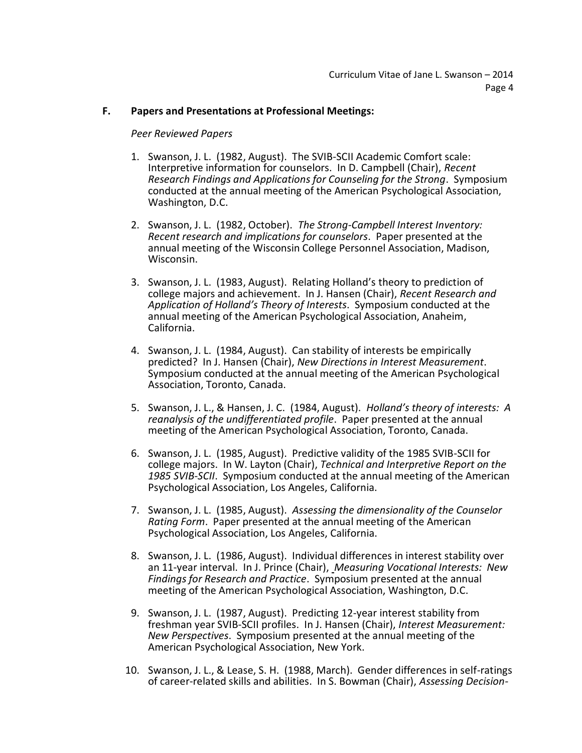## F. Papers and Presentations at Professional Meetings:

*Peer Reviewed Papers*

1. Swanson, J. L. (1982, August). The SVIB-SCII Academic Comfort scale: Interpretive information for counselors. In D. Campbell (Chair), *Recent Research Findings and Applications for Counseling for the Strong*. Symposium conducted at the annual meeting of the American Psychological Association, Washington, D.C.

2. Swanson, J. L. (1982, October). *The Strong-Campbell Interest Inventory: Recent research and implications for counselors*. Paper presented at the annual meeting of the Wisconsin College Personnel Association, Madison, Wisconsin.

3. Swanson, J. L. (1983, August). Relating Holland's theory to prediction of college majors and achievement. In J. Hansen (Chair), *Recent Research and Application of Holland's Theory of Interests*. Symposium conducted at the annual meeting of the American Psychological Association, Anaheim, California.

4. Swanson, J. L. (1984, August). Can stability of interests be empirically predicted? In J. Hansen (Chair), *New Directions in Interest Measurement*. Symposium conducted at the annual meeting of the American Psychological Association, Toronto, Canada.

5. Swanson, J. L., & Hansen, J. C. (1984, August). *Holland's theory of interests: A reanalysis of the undifferentiated profile*. Paper presented at the annual meeting of the American Psychological Association, Toronto, Canada.

6. Swanson, J. L. (1985, August). Predictive validity of the 1985 SVIB-SCII for college majors. In W. Layton (Chair), *Technical and Interpretive Report on the 1985 SVIB-SCII*. Symposium conducted at the annual meeting of the American Psychological Association, Los Angeles, California.

7. Swanson, J. L. (1985, August). *Assessing the dimensionality of the Counselor Rating Form*. Paper presented at the annual meeting of the American Psychological Association, Los Angeles, California.

8. Swanson, J. L. (1986, August). Individual differences in interest stability over an 11-year interval. In J. Prince (Chair), *Measuring Vocational Interests: New Findings for Research and Practice*. Symposium presented at the annual meeting of the American Psychological Association, Washington, D.C.

9. Swanson, J. L. (1987, August). Predicting 12-year interest stability from freshman year SVIB-SCII profiles. In J. Hansen (Chair), *Interest Measurement: New Perspectives*. Symposium presented at the annual meeting of the American Psychological Association, New York.

10. Swanson, J. L., & Lease, S. H. (1988, March). Gender differences in self-ratings of career-related skills and abilities. In S. Bowman (Chair), *Assessing Decision-*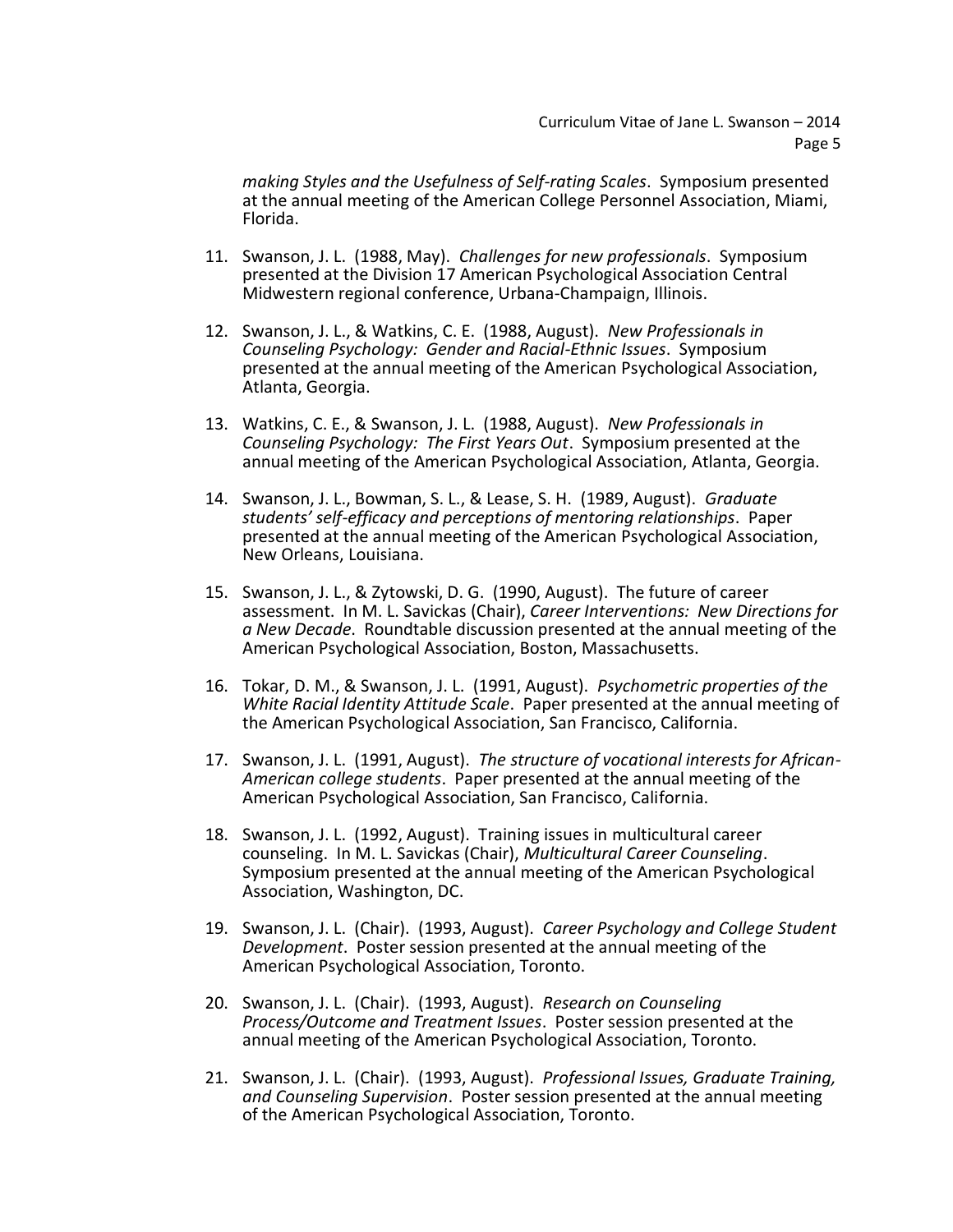*making Styles and the Usefulness of Self-rating Scales*. Symposium presented at the annual meeting of the American College Personnel Association, Miami, Florida.

11. Swanson, J. L. (1988, May). *Challenges for new professionals*. Symposium presented at the Division 17 American Psychological Association Central Midwestern regional conference, Urbana-Champaign, Illinois.

12. Swanson, J. L., & Watkins, C. E. (1988, August). *New Professionals in Counseling Psychology: Gender and Racial-Ethnic Issues*. Symposium presented at the annual meeting of the American Psychological Association, Atlanta, Georgia.

13. Watkins, C. E., & Swanson, J. L. (1988, August). *New Professionals in Counseling Psychology: The First Years Out*. Symposium presented at the annual meeting of the American Psychological Association, Atlanta, Georgia.

14. Swanson, J. L., Bowman, S. L., & Lease, S. H. (1989, August). *Graduate students' self-efficacy and perceptions of mentoring relationships*. Paper presented at the annual meeting of the American Psychological Association, New Orleans, Louisiana.

15. Swanson, J. L., & Zytowski, D. G. (1990, August). The future of career assessment. In M. L. Savickas (Chair), *Career Interventions: New Directions for a New Decade*. Roundtable discussion presented at the annual meeting of the American Psychological Association, Boston, Massachusetts.

16. Tokar, D. M., & Swanson, J. L. (1991, August). *Psychometric properties of the White Racial Identity Attitude Scale*. Paper presented at the annual meeting of the American Psychological Association, San Francisco, California.

17. Swanson, J. L. (1991, August). *The structure of vocational interests for African-American college students*. Paper presented at the annual meeting of the American Psychological Association, San Francisco, California.

18. Swanson, J. L. (1992, August). Training issues in multicultural career counseling. In M. L. Savickas (Chair), *Multicultural Career Counseling*. Symposium presented at the annual meeting of the American Psychological Association, Washington, DC.

19. Swanson, J. L. (Chair). (1993, August). *Career Psychology and College Student Development*. Poster session presented at the annual meeting of the American Psychological Association, Toronto.

20. Swanson, J. L. (Chair). (1993, August). *Research on Counseling Process/Outcome and Treatment Issues*. Poster session presented at the annual meeting of the American Psychological Association, Toronto.

21. Swanson, J. L. (Chair). (1993, August). *Professional Issues, Graduate Training, and Counseling Supervision*. Poster session presented at the annual meeting of the American Psychological Association, Toronto.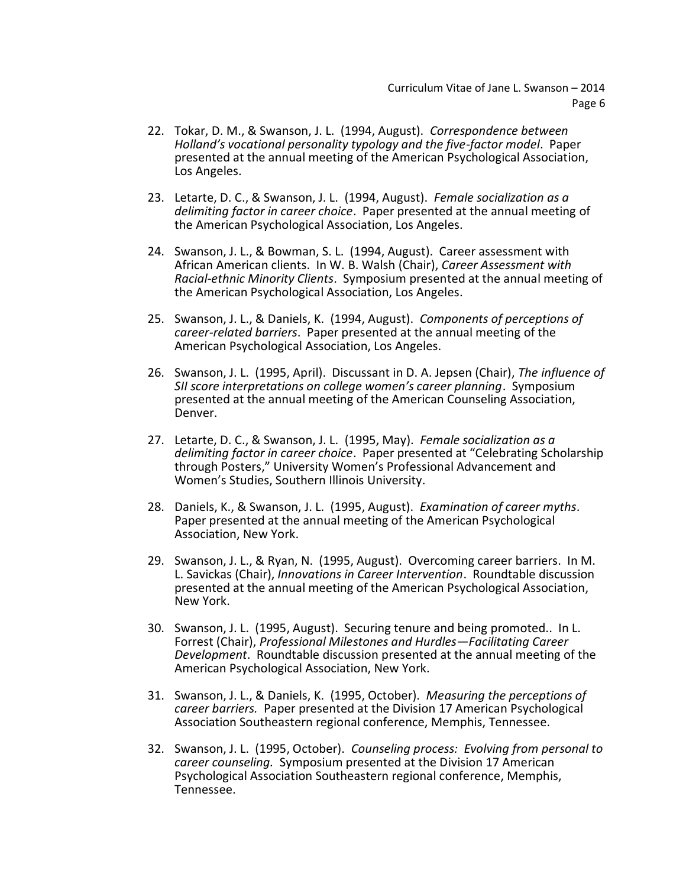22. Tokar, D. M., & Swanson, J. L. (1994, August). *Correspondence between Holland's vocational personality typology and the five-factor model*. Paper presented at the annual meeting of the American Psychological Association, Los Angeles.

23. Letarte, D. C., & Swanson, J. L. (1994, August). *Female socialization as a delimiting factor in career choice*. Paper presented at the annual meeting of the American Psychological Association, Los Angeles.

24. Swanson, J. L., & Bowman, S. L. (1994, August). Career assessment with African American clients. In W. B. Walsh (Chair), *Career Assessment with Racial-ethnic Minority Clients*. Symposium presented at the annual meeting of the American Psychological Association, Los Angeles.

25. Swanson, J. L., & Daniels, K. (1994, August). *Components of perceptions of career-related barriers*. Paper presented at the annual meeting of the American Psychological Association, Los Angeles.

26. Swanson, J. L. (1995, April). Discussant in D. A. Jepsen (Chair), *The influence of SII score interpretations on college women's career planning*. Symposium presented at the annual meeting of the American Counseling Association, Denver.

27. Letarte, D. C., & Swanson, J. L. (1995, May). *Female socialization as a delimiting factor in career choice*. Paper presented at "Celebrating Scholarship through Posters," University Women's Professional Advancement and Women's Studies, Southern Illinois University.

28. Daniels, K., & Swanson, J. L. (1995, August). *Examination of career myths*. Paper presented at the annual meeting of the American Psychological Association, New York.

29. Swanson, J. L., & Ryan, N. (1995, August). Overcoming career barriers. In M. L. Savickas (Chair), *Innovations in Career Intervention*. Roundtable discussion presented at the annual meeting of the American Psychological Association, New York.

30. Swanson, J. L. (1995, August). Securing tenure and being promoted.. In L. Forrest (Chair), *Professional Milestones and Hurdles—Facilitating Career Development*. Roundtable discussion presented at the annual meeting of the American Psychological Association, New York.

31. Swanson, J. L., & Daniels, K. (1995, October). *Measuring the perceptions of career barriers.* Paper presented at the Division 17 American Psychological Association Southeastern regional conference, Memphis, Tennessee.

32. Swanson, J. L. (1995, October). *Counseling process: Evolving from personal to career counseling.* Symposium presented at the Division 17 American Psychological Association Southeastern regional conference, Memphis, Tennessee.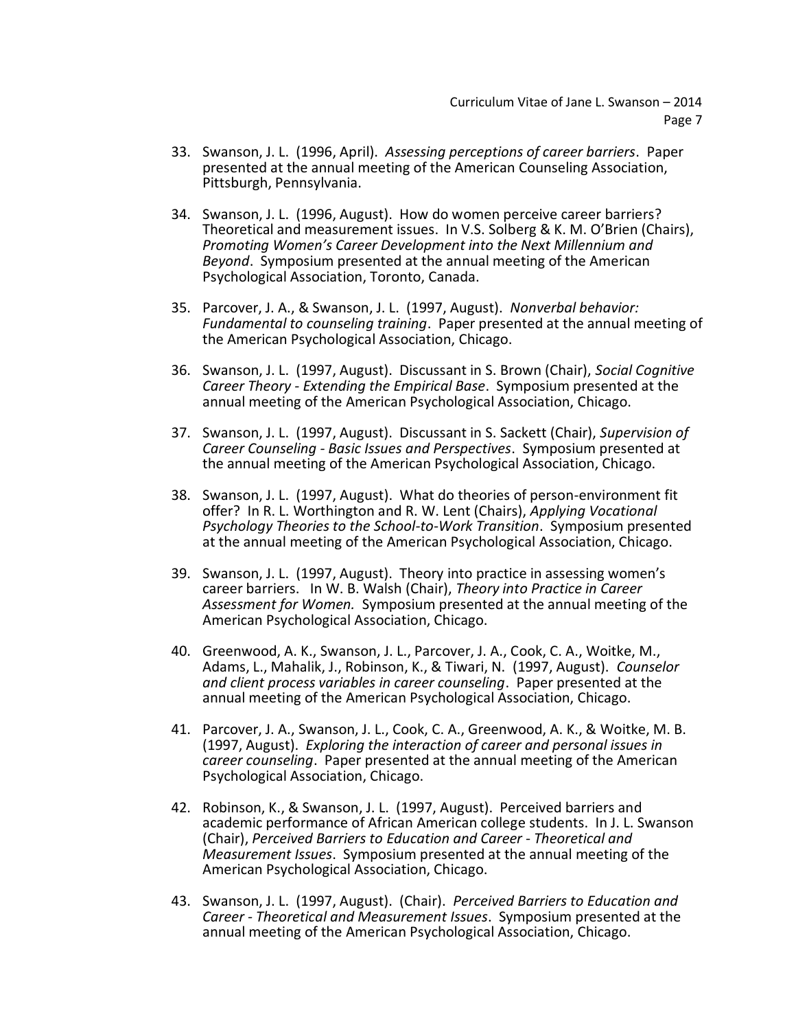33. Swanson, J. L. (1996, April). *Assessing perceptions of career barriers*. Paper presented at the annual meeting of the American Counseling Association, Pittsburgh, Pennsylvania.

34. Swanson, J. L. (1996, August). How do women perceive career barriers? Theoretical and measurement issues. In V.S. Solberg & K. M. O'Brien (Chairs), *Promoting Women's Career Development into the Next Millennium and Beyond*. Symposium presented at the annual meeting of the American Psychological Association, Toronto, Canada.

35. Parcover, J. A., & Swanson, J. L. (1997, August). *Nonverbal behavior: Fundamental to counseling training*. Paper presented at the annual meeting of the American Psychological Association, Chicago.

36. Swanson, J. L. (1997, August). Discussant in S. Brown (Chair), *Social Cognitive Career Theory - Extending the Empirical Base*. Symposium presented at the annual meeting of the American Psychological Association, Chicago.

37. Swanson, J. L. (1997, August). Discussant in S. Sackett (Chair), *Supervision of Career Counseling - Basic Issues and Perspectives*. Symposium presented at the annual meeting of the American Psychological Association, Chicago.

38. Swanson, J. L. (1997, August). What do theories of person-environment fit offer? In R. L. Worthington and R. W. Lent (Chairs), *Applying Vocational Psychology Theories to the School-to-Work Transition*. Symposium presented at the annual meeting of the American Psychological Association, Chicago.

39. Swanson, J. L. (1997, August). Theory into practice in assessing women's career barriers. In W. B. Walsh (Chair), *Theory into Practice in Career Assessment for Women.* Symposium presented at the annual meeting of the American Psychological Association, Chicago.

40. Greenwood, A. K., Swanson, J. L., Parcover, J. A., Cook, C. A., Woitke, M., Adams, L., Mahalik, J., Robinson, K., & Tiwari, N. (1997, August). *Counselor and client process variables in career counseling*. Paper presented at the annual meeting of the American Psychological Association, Chicago.

41. Parcover, J. A., Swanson, J. L., Cook, C. A., Greenwood, A. K., & Woitke, M. B. (1997, August). *Exploring the interaction of career and personal issues in career counseling*. Paper presented at the annual meeting of the American Psychological Association, Chicago.

42. Robinson, K., & Swanson, J. L. (1997, August). Perceived barriers and academic performance of African American college students. In J. L. Swanson (Chair), *Perceived Barriers to Education and Career - Theoretical and Measurement Issues*. Symposium presented at the annual meeting of the American Psychological Association, Chicago.

43. Swanson, J. L. (1997, August). (Chair). *Perceived Barriers to Education and Career - Theoretical and Measurement Issues*. Symposium presented at the annual meeting of the American Psychological Association, Chicago.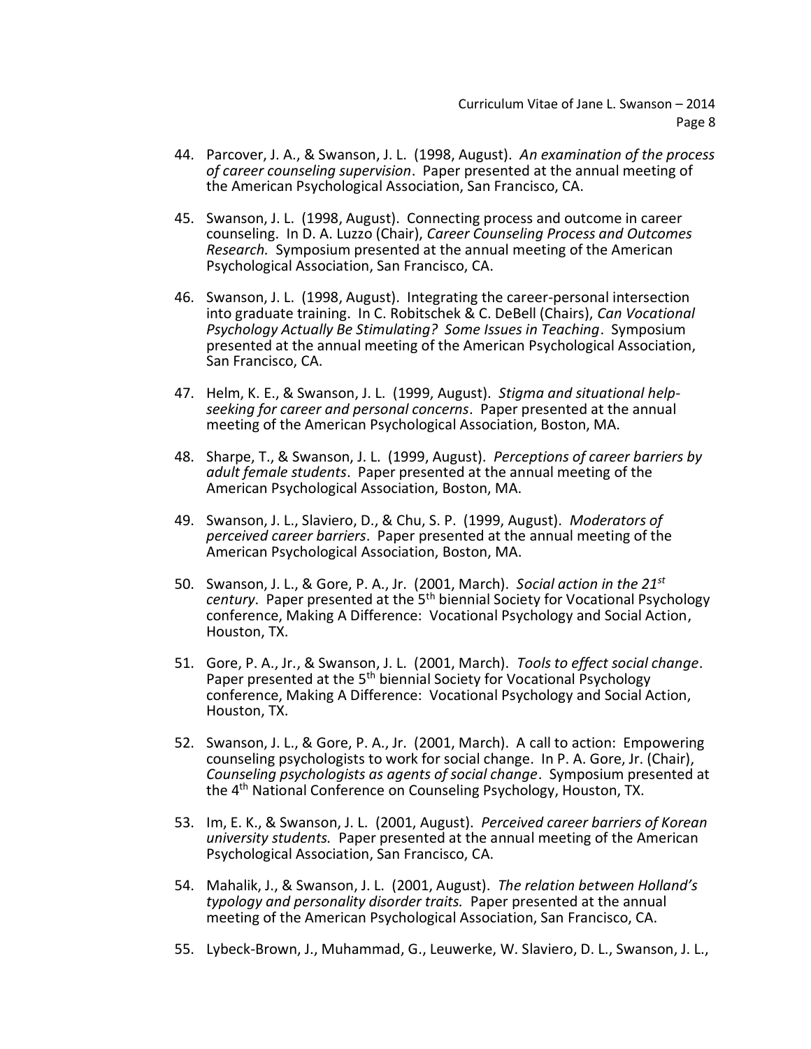44. Parcover, J. A., & Swanson, J. L. (1998, August). *An examination of the process of career counseling supervision*. Paper presented at the annual meeting of the American Psychological Association, San Francisco, CA.

45. Swanson, J. L. (1998, August). Connecting process and outcome in career counseling. In D. A. Luzzo (Chair), *Career Counseling Process and Outcomes Research.* Symposium presented at the annual meeting of the American Psychological Association, San Francisco, CA.

46. Swanson, J. L. (1998, August). Integrating the career-personal intersection into graduate training. In C. Robitschek & C. DeBell (Chairs), *Can Vocational Psychology Actually Be Stimulating? Some Issues in Teaching*. Symposium presented at the annual meeting of the American Psychological Association, San Francisco, CA.

47. Helm, K. E., & Swanson, J. L. (1999, August). *Stigma and situational help-seeking for career and personal concerns*. Paper presented at the annual meeting of the American Psychological Association, Boston, MA.

48. Sharpe, T., & Swanson, J. L. (1999, August). *Perceptions of career barriers by adult female students*. Paper presented at the annual meeting of the American Psychological Association, Boston, MA.

49. Swanson, J. L., Slaviero, D., & Chu, S. P. (1999, August). *Moderators of perceived career barriers*. Paper presented at the annual meeting of the American Psychological Association, Boston, MA.

50. Swanson, J. L., & Gore, P. A., Jr. (2001, March). *Social action in the 21st century*. Paper presented at the 5th biennial Society for Vocational Psychology conference, Making A Difference: Vocational Psychology and Social Action, Houston, TX.

51. Gore, P. A., Jr., & Swanson, J. L. (2001, March). *Tools to effect social change*. Paper presented at the 5th biennial Society for Vocational Psychology conference, Making A Difference: Vocational Psychology and Social Action, Houston, TX.

52. Swanson, J. L., & Gore, P. A., Jr. (2001, March). A call to action: Empowering counseling psychologists to work for social change. In P. A. Gore, Jr. (Chair), *Counseling psychologists as agents of social change*. Symposium presented at the 4th National Conference on Counseling Psychology, Houston, TX.

53. Im, E. K., & Swanson, J. L. (2001, August). *Perceived career barriers of Korean university students.* Paper presented at the annual meeting of the American Psychological Association, San Francisco, CA.

54. Mahalik, J., & Swanson, J. L. (2001, August). *The relation between Holland's typology and personality disorder traits.* Paper presented at the annual meeting of the American Psychological Association, San Francisco, CA.

55. Lybeck-Brown, J., Muhammad, G., Leuwerke, W. Slaviero, D. L., Swanson, J. L.,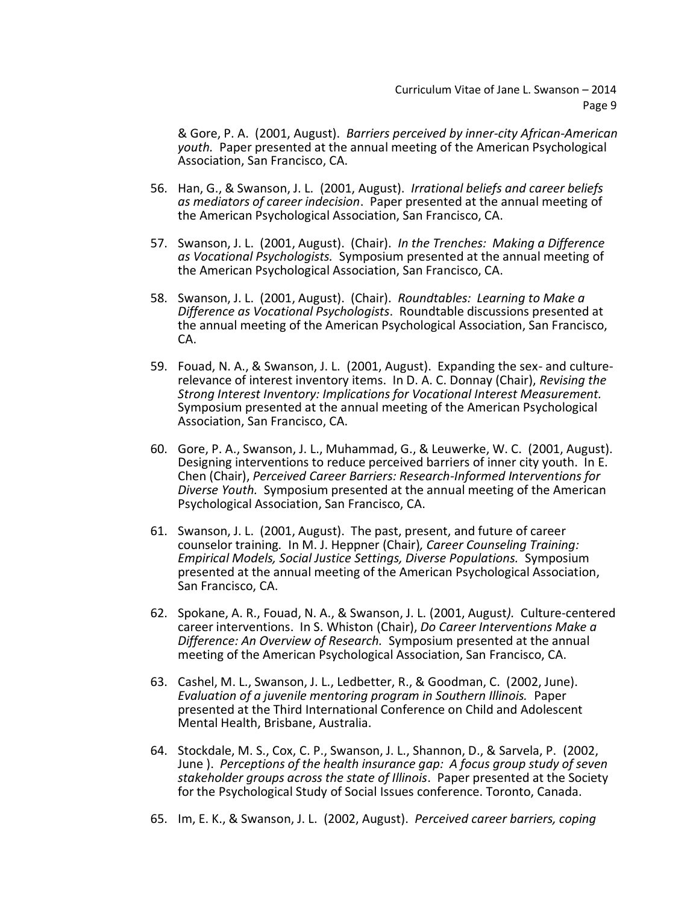& Gore, P. A. (2001, August). *Barriers perceived by inner-city African-American youth.* Paper presented at the annual meeting of the American Psychological Association, San Francisco, CA.

56. Han, G., & Swanson, J. L. (2001, August). *Irrational beliefs and career beliefs as mediators of career indecision*. Paper presented at the annual meeting of the American Psychological Association, San Francisco, CA.

57. Swanson, J. L. (2001, August). (Chair). *In the Trenches: Making a Difference as Vocational Psychologists.* Symposium presented at the annual meeting of the American Psychological Association, San Francisco, CA.

58. Swanson, J. L. (2001, August). (Chair). *Roundtables: Learning to Make a Difference as Vocational Psychologists*. Roundtable discussions presented at the annual meeting of the American Psychological Association, San Francisco, CA.

59. Fouad, N. A., & Swanson, J. L. (2001, August). Expanding the sex- and culture-relevance of interest inventory items. In D. A. C. Donnay (Chair), *Revising the Strong Interest Inventory: Implications for Vocational Interest Measurement.* Symposium presented at the annual meeting of the American Psychological Association, San Francisco, CA.

60. Gore, P. A., Swanson, J. L., Muhammad, G., & Leuwerke, W. C. (2001, August). Designing interventions to reduce perceived barriers of inner city youth. In E. Chen (Chair), *Perceived Career Barriers: Research-Informed Interventions for Diverse Youth.* Symposium presented at the annual meeting of the American Psychological Association, San Francisco, CA.

61. Swanson, J. L. (2001, August). The past, present, and future of career counselor training. In M. J. Heppner (Chair), *Career Counseling Training: Empirical Models, Social Justice Settings, Diverse Populations.* Symposium presented at the annual meeting of the American Psychological Association, San Francisco, CA.

62. Spokane, A. R., Fouad, N. A., & Swanson, J. L. (2001, August). Culture-centered career interventions. In S. Whiston (Chair), *Do Career Interventions Make a Difference: An Overview of Research.* Symposium presented at the annual meeting of the American Psychological Association, San Francisco, CA.

63. Cashel, M. L., Swanson, J. L., Ledbetter, R., & Goodman, C. (2002, June). *Evaluation of a juvenile mentoring program in Southern Illinois.* Paper presented at the Third International Conference on Child and Adolescent Mental Health, Brisbane, Australia.

64. Stockdale, M. S., Cox, C. P., Swanson, J. L., Shannon, D., & Sarvela, P. (2002, June ). *Perceptions of the health insurance gap: A focus group study of seven stakeholder groups across the state of Illinois*. Paper presented at the Society for the Psychological Study of Social Issues conference. Toronto, Canada.

65. Im, E. K., & Swanson, J. L. (2002, August). *Perceived career barriers, coping*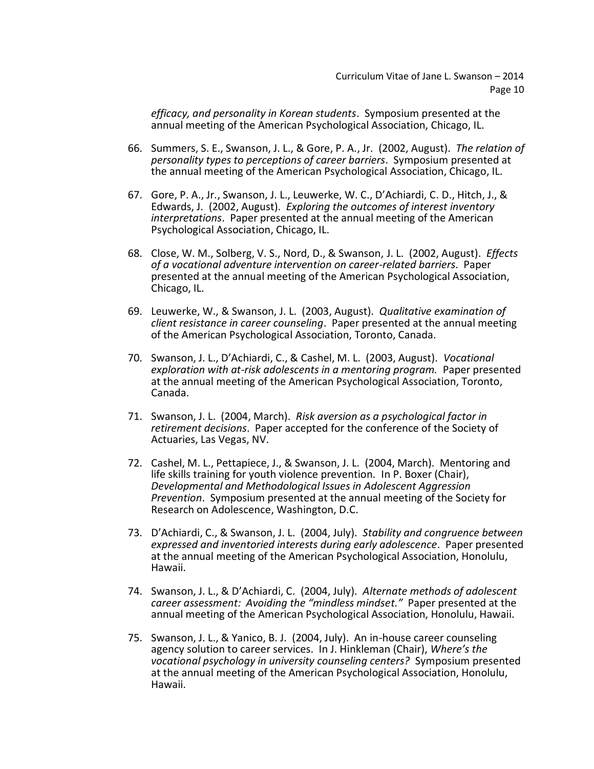*efficacy, and personality in Korean students*. Symposium presented at the annual meeting of the American Psychological Association, Chicago, IL.

66. Summers, S. E., Swanson, J. L., & Gore, P. A., Jr. (2002, August). *The relation of personality types to perceptions of career barriers*. Symposium presented at the annual meeting of the American Psychological Association, Chicago, IL.

67. Gore, P. A., Jr., Swanson, J. L., Leuwerke, W. C., D'Achiardi, C. D., Hitch, J., & Edwards, J. (2002, August). *Exploring the outcomes of interest inventory interpretations*. Paper presented at the annual meeting of the American Psychological Association, Chicago, IL.

68. Close, W. M., Solberg, V. S., Nord, D., & Swanson, J. L. (2002, August). *Effects of a vocational adventure intervention on career-related barriers*. Paper presented at the annual meeting of the American Psychological Association, Chicago, IL.

69. Leuwerke, W., & Swanson, J. L. (2003, August). *Qualitative examination of client resistance in career counseling*. Paper presented at the annual meeting of the American Psychological Association, Toronto, Canada.

70. Swanson, J. L., D'Achiardi, C., & Cashel, M. L. (2003, August). *Vocational exploration with at-risk adolescents in a mentoring program.* Paper presented at the annual meeting of the American Psychological Association, Toronto, Canada.

71. Swanson, J. L. (2004, March). *Risk aversion as a psychological factor in retirement decisions*. Paper accepted for the conference of the Society of Actuaries, Las Vegas, NV.

72. Cashel, M. L., Pettapiece, J., & Swanson, J. L. (2004, March). Mentoring and life skills training for youth violence prevention. In P. Boxer (Chair), *Developmental and Methodological Issues in Adolescent Aggression Prevention*. Symposium presented at the annual meeting of the Society for Research on Adolescence, Washington, D.C.

73. D'Achiardi, C., & Swanson, J. L. (2004, July). *Stability and congruence between expressed and inventoried interests during early adolescence*. Paper presented at the annual meeting of the American Psychological Association, Honolulu, Hawaii.

74. Swanson, J. L., & D'Achiardi, C. (2004, July). *Alternate methods of adolescent career assessment: Avoiding the "mindless mindset."* Paper presented at the annual meeting of the American Psychological Association, Honolulu, Hawaii.

75. Swanson, J. L., & Yanico, B. J. (2004, July). An in-house career counseling agency solution to career services. In J. Hinkleman (Chair), *Where's the vocational psychology in university counseling centers?* Symposium presented at the annual meeting of the American Psychological Association, Honolulu, Hawaii.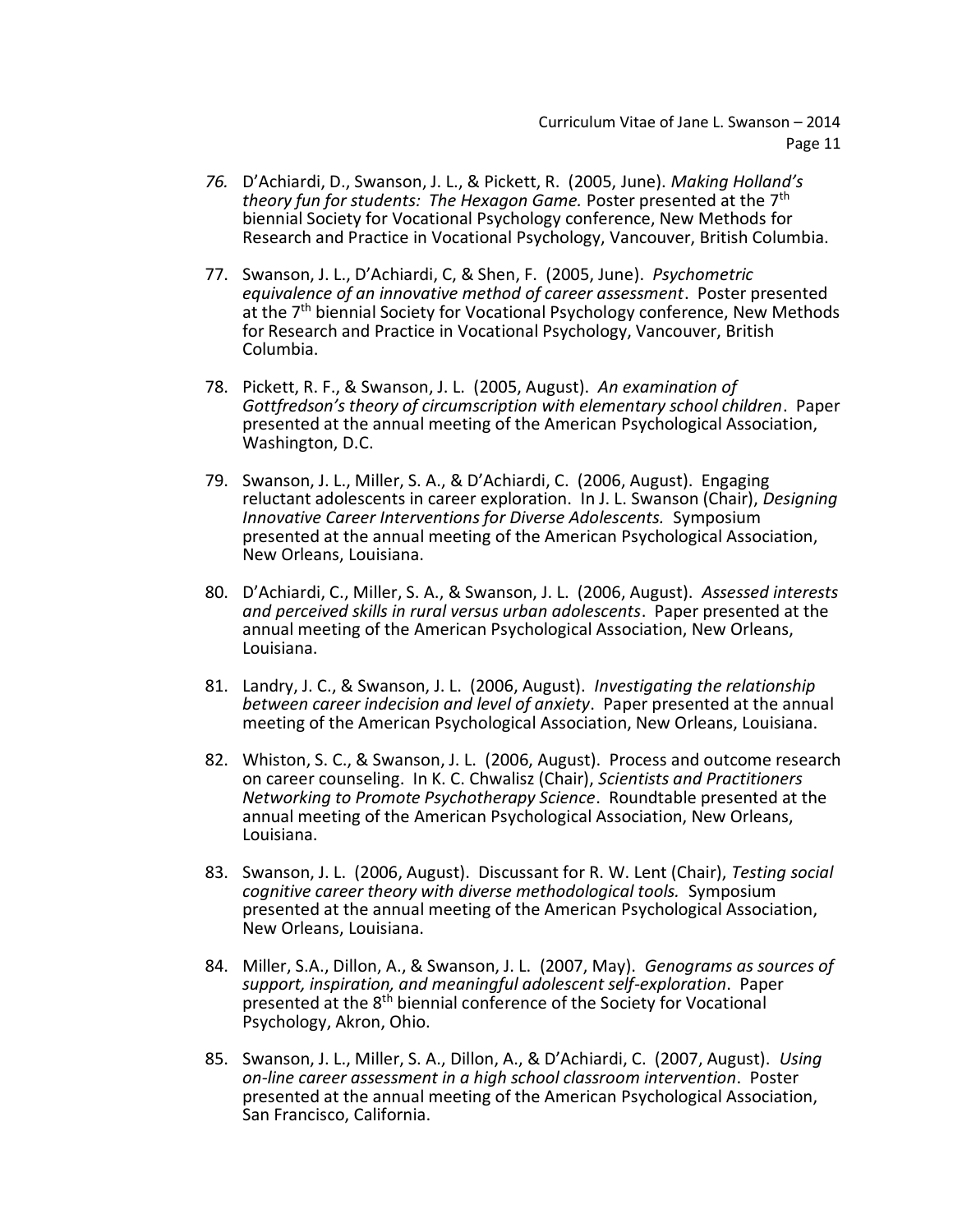*76.* D'Achiardi, D., Swanson, J. L., & Pickett, R. (2005, June). *Making Holland's theory fun for students: The Hexagon Game.* Poster presented at the 7th biennial Society for Vocational Psychology conference, New Methods for Research and Practice in Vocational Psychology, Vancouver, British Columbia.

77. Swanson, J. L., D'Achiardi, C, & Shen, F. (2005, June). *Psychometric equivalence of an innovative method of career assessment*. Poster presented at the 7th biennial Society for Vocational Psychology conference, New Methods for Research and Practice in Vocational Psychology, Vancouver, British Columbia.

78. Pickett, R. F., & Swanson, J. L. (2005, August). *An examination of Gottfredson's theory of circumscription with elementary school children*. Paper presented at the annual meeting of the American Psychological Association, Washington, D.C.

79. Swanson, J. L., Miller, S. A., & D'Achiardi, C. (2006, August). Engaging reluctant adolescents in career exploration. In J. L. Swanson (Chair), *Designing Innovative Career Interventions for Diverse Adolescents.* Symposium presented at the annual meeting of the American Psychological Association, New Orleans, Louisiana.

80. D'Achiardi, C., Miller, S. A., & Swanson, J. L. (2006, August). *Assessed interests and perceived skills in rural versus urban adolescents*. Paper presented at the annual meeting of the American Psychological Association, New Orleans, Louisiana.

81. Landry, J. C., & Swanson, J. L. (2006, August). *Investigating the relationship between career indecision and level of anxiety*. Paper presented at the annual meeting of the American Psychological Association, New Orleans, Louisiana.

82. Whiston, S. C., & Swanson, J. L. (2006, August). Process and outcome research on career counseling. In K. C. Chwalisz (Chair), *Scientists and Practitioners Networking to Promote Psychotherapy Science*. Roundtable presented at the annual meeting of the American Psychological Association, New Orleans, Louisiana.

83. Swanson, J. L. (2006, August). Discussant for R. W. Lent (Chair), *Testing social cognitive career theory with diverse methodological tools.* Symposium presented at the annual meeting of the American Psychological Association, New Orleans, Louisiana.

84. Miller, S.A., Dillon, A., & Swanson, J. L. (2007, May). *Genograms as sources of support, inspiration, and meaningful adolescent self-exploration*. Paper presented at the 8th biennial conference of the Society for Vocational Psychology, Akron, Ohio.

85. Swanson, J. L., Miller, S. A., Dillon, A., & D'Achiardi, C. (2007, August). *Using on-line career assessment in a high school classroom intervention*. Poster presented at the annual meeting of the American Psychological Association, San Francisco, California.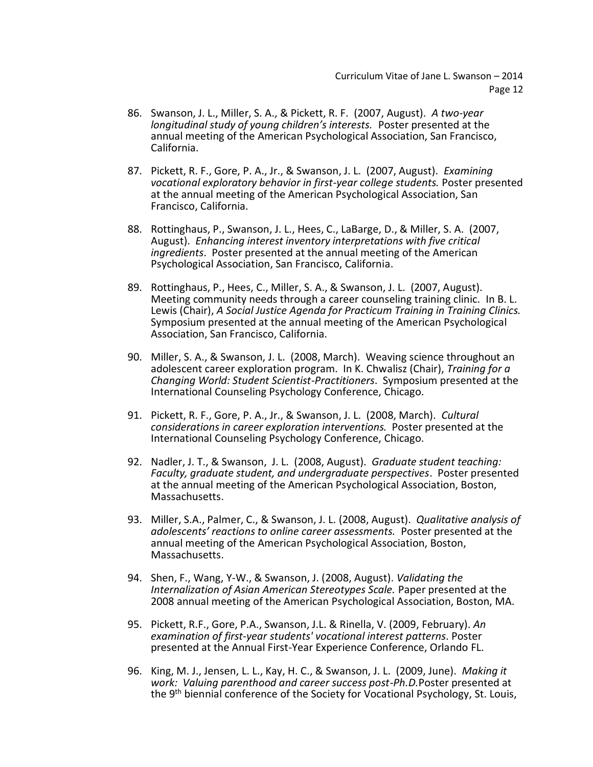86. Swanson, J. L., Miller, S. A., & Pickett, R. F. (2007, August). *A two-year longitudinal study of young children's interests.* Poster presented at the annual meeting of the American Psychological Association, San Francisco, California.

87. Pickett, R. F., Gore, P. A., Jr., & Swanson, J. L. (2007, August). *Examining vocational exploratory behavior in first-year college students.* Poster presented at the annual meeting of the American Psychological Association, San Francisco, California.

88. Rottinghaus, P., Swanson, J. L., Hees, C., LaBarge, D., & Miller, S. A. (2007, August). *Enhancing interest inventory interpretations with five critical ingredients*. Poster presented at the annual meeting of the American Psychological Association, San Francisco, California.

89. Rottinghaus, P., Hees, C., Miller, S. A., & Swanson, J. L. (2007, August). Meeting community needs through a career counseling training clinic. In B. L. Lewis (Chair), *A Social Justice Agenda for Practicum Training in Training Clinics.* Symposium presented at the annual meeting of the American Psychological Association, San Francisco, California.

90. Miller, S. A., & Swanson, J. L. (2008, March). Weaving science throughout an adolescent career exploration program. In K. Chwalisz (Chair), *Training for a Changing World: Student Scientist-Practitioners*. Symposium presented at the International Counseling Psychology Conference, Chicago.

91. Pickett, R. F., Gore, P. A., Jr., & Swanson, J. L. (2008, March). *Cultural considerations in career exploration interventions.* Poster presented at the International Counseling Psychology Conference, Chicago.

92. Nadler, J. T., & Swanson, J. L. (2008, August). *Graduate student teaching: Faculty, graduate student, and undergraduate perspectives*. Poster presented at the annual meeting of the American Psychological Association, Boston, Massachusetts.

93. Miller, S.A., Palmer, C., & Swanson, J. L. (2008, August). *Qualitative analysis of adolescents' reactions to online career assessments.* Poster presented at the annual meeting of the American Psychological Association, Boston, Massachusetts.

94. Shen, F., Wang, Y-W., & Swanson, J. (2008, August). *Validating the Internalization of Asian American Stereotypes Scale.* Paper presented at the 2008 annual meeting of the American Psychological Association, Boston, MA.

95. Pickett, R.F., Gore, P.A., Swanson, J.L. & Rinella, V. (2009, February). *An examination of first-year students' vocational interest patterns*. Poster presented at the Annual First-Year Experience Conference, Orlando FL.

96. King, M. J., Jensen, L. L., Kay, H. C., & Swanson, J. L. (2009, June). *Making it work: Valuing parenthood and career success post-Ph.D.* Poster presented at the 9th biennial conference of the Society for Vocational Psychology, St. Louis,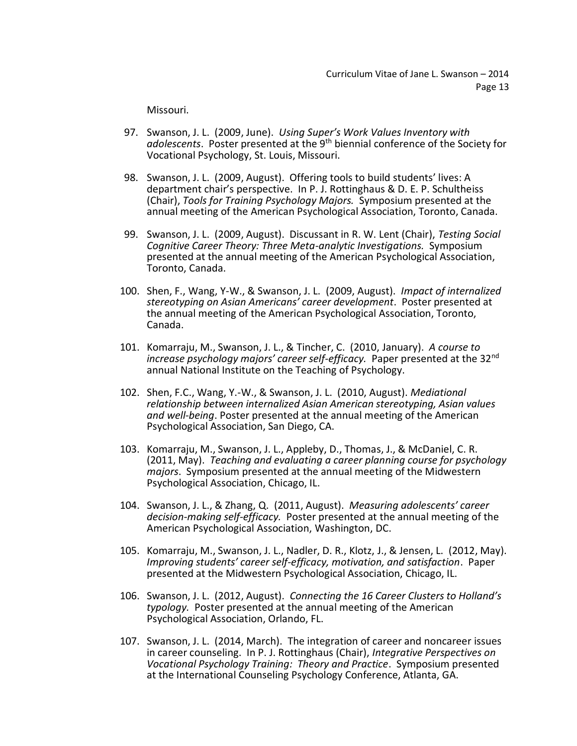Missouri.

97. Swanson, J. L. (2009, June). *Using Super's Work Values Inventory with adolescents*. Poster presented at the 9th biennial conference of the Society for Vocational Psychology, St. Louis, Missouri.

98. Swanson, J. L. (2009, August). Offering tools to build students' lives: A department chair's perspective. In P. J. Rottinghaus & D. E. P. Schultheiss (Chair), *Tools for Training Psychology Majors.* Symposium presented at the annual meeting of the American Psychological Association, Toronto, Canada.

99. Swanson, J. L. (2009, August). Discussant in R. W. Lent (Chair), *Testing Social Cognitive Career Theory: Three Meta-analytic Investigations.* Symposium presented at the annual meeting of the American Psychological Association, Toronto, Canada.

100. Shen, F., Wang, Y-W., & Swanson, J. L. (2009, August). *Impact of internalized stereotyping on Asian Americans' career development*. Poster presented at the annual meeting of the American Psychological Association, Toronto, Canada.

101. Komarraju, M., Swanson, J. L., & Tincher, C. (2010, January). *A course to increase psychology majors' career self-efficacy.* Paper presented at the 32nd annual National Institute on the Teaching of Psychology.

102. Shen, F.C., Wang, Y.-W., & Swanson, J. L. (2010, August). *Mediational relationship between internalized Asian American stereotyping, Asian values and well-being*. Poster presented at the annual meeting of the American Psychological Association, San Diego, CA.

103. Komarraju, M., Swanson, J. L., Appleby, D., Thomas, J., & McDaniel, C. R. (2011, May). *Teaching and evaluating a career planning course for psychology majors*. Symposium presented at the annual meeting of the Midwestern Psychological Association, Chicago, IL.

104. Swanson, J. L., & Zhang, Q. (2011, August). *Measuring adolescents' career decision-making self-efficacy.* Poster presented at the annual meeting of the American Psychological Association, Washington, DC.

105. Komarraju, M., Swanson, J. L., Nadler, D. R., Klotz, J., & Jensen, L. (2012, May). *Improving students' career self-efficacy, motivation, and satisfaction*. Paper presented at the Midwestern Psychological Association, Chicago, IL.

106. Swanson, J. L. (2012, August). *Connecting the 16 Career Clusters to Holland's typology.* Poster presented at the annual meeting of the American Psychological Association, Orlando, FL.

107. Swanson, J. L. (2014, March). The integration of career and noncareer issues in career counseling. In P. J. Rottinghaus (Chair), *Integrative Perspectives on Vocational Psychology Training: Theory and Practice*. Symposium presented at the International Counseling Psychology Conference, Atlanta, GA.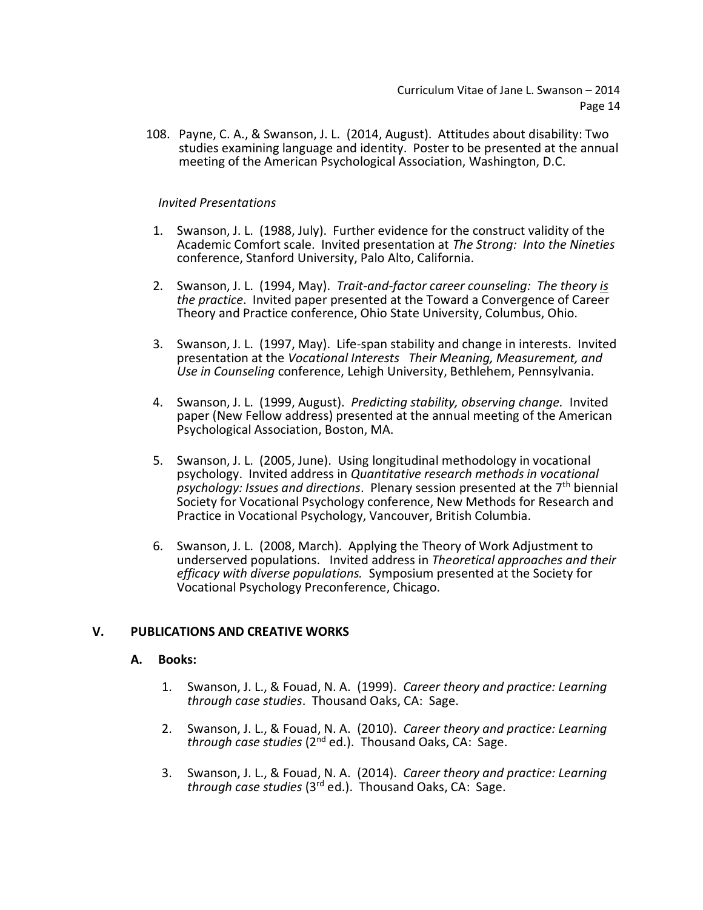108. Payne, C. A., & Swanson, J. L. (2014, August). Attitudes about disability: Two studies examining language and identity. Poster to be presented at the annual meeting of the American Psychological Association, Washington, D.C.

*Invited Presentations*

1. Swanson, J. L. (1988, July). Further evidence for the construct validity of the Academic Comfort scale. Invited presentation at *The Strong: Into the Nineties* conference, Stanford University, Palo Alto, California.

2. Swanson, J. L. (1994, May). *Trait-and-factor career counseling: The theory is the practice*. Invited paper presented at the Toward a Convergence of Career Theory and Practice conference, Ohio State University, Columbus, Ohio.

3. Swanson, J. L. (1997, May). Life-span stability and change in interests. Invited presentation at the *Vocational Interests Their Meaning, Measurement, and Use in Counseling* conference, Lehigh University, Bethlehem, Pennsylvania.

4. Swanson, J. L. (1999, August). *Predicting stability, observing change.* Invited paper (New Fellow address) presented at the annual meeting of the American Psychological Association, Boston, MA.

5. Swanson, J. L. (2005, June). Using longitudinal methodology in vocational psychology. Invited address in *Quantitative research methods in vocational psychology: Issues and directions*. Plenary session presented at the 7th biennial Society for Vocational Psychology conference, New Methods for Research and Practice in Vocational Psychology, Vancouver, British Columbia.

6. Swanson, J. L. (2008, March). Applying the Theory of Work Adjustment to underserved populations. Invited address in *Theoretical approaches and their efficacy with diverse populations.* Symposium presented at the Society for Vocational Psychology Preconference, Chicago.

## V. PUBLICATIONS AND CREATIVE WORKS

### A. Books:

1. Swanson, J. L., & Fouad, N. A. (1999). *Career theory and practice: Learning through case studies*. Thousand Oaks, CA: Sage.

2. Swanson, J. L., & Fouad, N. A. (2010). *Career theory and practice: Learning through case studies* (2nd ed.). Thousand Oaks, CA: Sage.

3. Swanson, J. L., & Fouad, N. A. (2014). *Career theory and practice: Learning through case studies* (3rd ed.). Thousand Oaks, CA: Sage.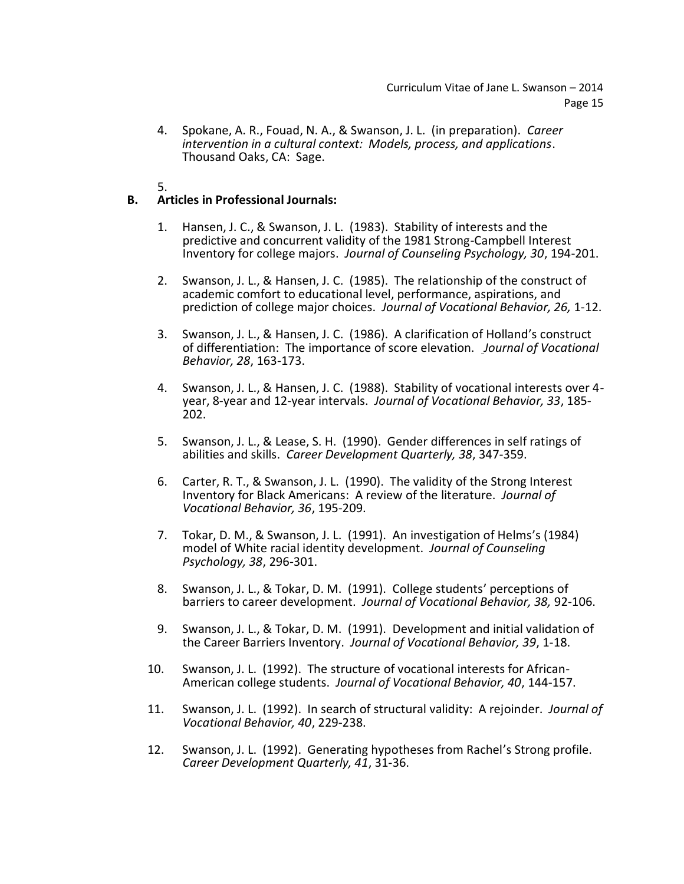4. Spokane, A. R., Fouad, N. A., & Swanson, J. L. (in preparation). *Career intervention in a cultural context: Models, process, and applications*. Thousand Oaks, CA: Sage.

5.

## B. Articles in Professional Journals:

1. Hansen, J. C., & Swanson, J. L. (1983). Stability of interests and the predictive and concurrent validity of the 1981 Strong-Campbell Interest Inventory for college majors. *Journal of Counseling Psychology, 30*, 194-201.

2. Swanson, J. L., & Hansen, J. C. (1985). The relationship of the construct of academic comfort to educational level, performance, aspirations, and prediction of college major choices. *Journal of Vocational Behavior, 26,* 1-12.

3. Swanson, J. L., & Hansen, J. C. (1986). A clarification of Holland's construct of differentiation: The importance of score elevation. *Journal of Vocational Behavior, 28*, 163-173.

4. Swanson, J. L., & Hansen, J. C. (1988). Stability of vocational interests over 4-year, 8-year and 12-year intervals. *Journal of Vocational Behavior, 33*, 185-202.

5. Swanson, J. L., & Lease, S. H. (1990). Gender differences in self ratings of abilities and skills. *Career Development Quarterly, 38*, 347-359.

6. Carter, R. T., & Swanson, J. L. (1990). The validity of the Strong Interest Inventory for Black Americans: A review of the literature. *Journal of Vocational Behavior, 36*, 195-209.

7. Tokar, D. M., & Swanson, J. L. (1991). An investigation of Helms's (1984) model of White racial identity development. *Journal of Counseling Psychology, 38*, 296-301.

8. Swanson, J. L., & Tokar, D. M. (1991). College students' perceptions of barriers to career development. *Journal of Vocational Behavior, 38,* 92-106.

9. Swanson, J. L., & Tokar, D. M. (1991). Development and initial validation of the Career Barriers Inventory. *Journal of Vocational Behavior, 39*, 1-18.

10. Swanson, J. L. (1992). The structure of vocational interests for African-American college students. *Journal of Vocational Behavior, 40*, 144-157.

11. Swanson, J. L. (1992). In search of structural validity: A rejoinder. *Journal of Vocational Behavior, 40*, 229-238.

12. Swanson, J. L. (1992). Generating hypotheses from Rachel's Strong profile. *Career Development Quarterly, 41*, 31-36.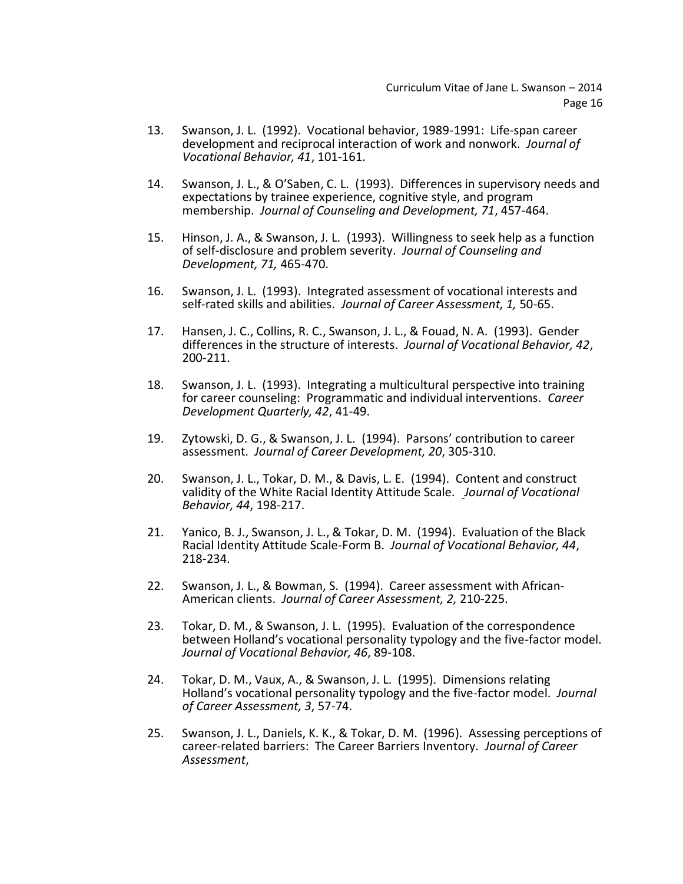13. Swanson, J. L. (1992). Vocational behavior, 1989-1991: Life-span career development and reciprocal interaction of work and nonwork. *Journal of Vocational Behavior, 41*, 101-161.

14. Swanson, J. L., & O'Saben, C. L. (1993). Differences in supervisory needs and expectations by trainee experience, cognitive style, and program membership. *Journal of Counseling and Development, 71*, 457-464.

15. Hinson, J. A., & Swanson, J. L. (1993). Willingness to seek help as a function of self-disclosure and problem severity. *Journal of Counseling and Development, 71,* 465-470.

16. Swanson, J. L. (1993). Integrated assessment of vocational interests and self-rated skills and abilities. *Journal of Career Assessment, 1,* 50-65.

17. Hansen, J. C., Collins, R. C., Swanson, J. L., & Fouad, N. A. (1993). Gender differences in the structure of interests. *Journal of Vocational Behavior, 42*, 200-211.

18. Swanson, J. L. (1993). Integrating a multicultural perspective into training for career counseling: Programmatic and individual interventions. *Career Development Quarterly, 42*, 41-49.

19. Zytowski, D. G., & Swanson, J. L. (1994). Parsons' contribution to career assessment. *Journal of Career Development, 20*, 305-310.

20. Swanson, J. L., Tokar, D. M., & Davis, L. E. (1994). Content and construct validity of the White Racial Identity Attitude Scale. *Journal of Vocational Behavior, 44*, 198-217.

21. Yanico, B. J., Swanson, J. L., & Tokar, D. M. (1994). Evaluation of the Black Racial Identity Attitude Scale-Form B. *Journal of Vocational Behavior, 44*, 218-234.

22. Swanson, J. L., & Bowman, S. (1994). Career assessment with African-American clients. *Journal of Career Assessment, 2,* 210-225.

23. Tokar, D. M., & Swanson, J. L. (1995). Evaluation of the correspondence between Holland's vocational personality typology and the five-factor model. *Journal of Vocational Behavior, 46*, 89-108.

24. Tokar, D. M., Vaux, A., & Swanson, J. L. (1995). Dimensions relating Holland's vocational personality typology and the five-factor model. *Journal of Career Assessment, 3*, 57-74.

25. Swanson, J. L., Daniels, K. K., & Tokar, D. M. (1996). Assessing perceptions of career-related barriers: The Career Barriers Inventory. *Journal of Career Assessment*,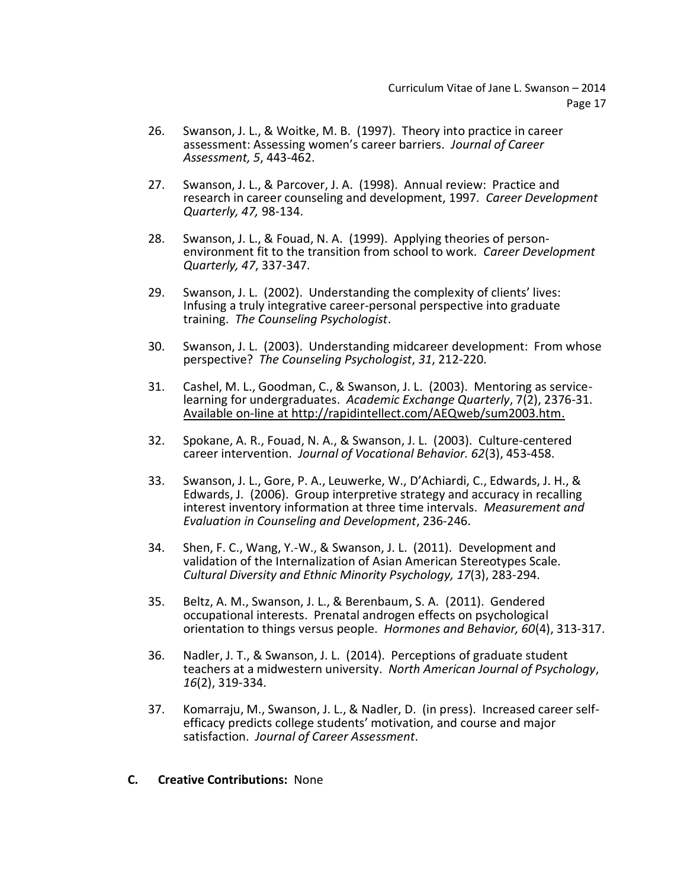26. Swanson, J. L., & Woitke, M. B. (1997). Theory into practice in career assessment: Assessing women's career barriers. *Journal of Career Assessment, 5*, 443-462.

27. Swanson, J. L., & Parcover, J. A. (1998). Annual review: Practice and research in career counseling and development, 1997. *Career Development Quarterly, 47,* 98-134.

28. Swanson, J. L., & Fouad, N. A. (1999). Applying theories of person-environment fit to the transition from school to work. *Career Development Quarterly, 47*, 337-347.

29. Swanson, J. L. (2002). Understanding the complexity of clients' lives: Infusing a truly integrative career-personal perspective into graduate training. *The Counseling Psychologist*.

30. Swanson, J. L. (2003). Understanding midcareer development: From whose perspective? *The Counseling Psychologist*, *31*, 212-220.

31. Cashel, M. L., Goodman, C., & Swanson, J. L. (2003). Mentoring as service-learning for undergraduates. *Academic Exchange Quarterly*, 7(2), 2376-31. Available on-line at http://rapidintellect.com/AEQweb/sum2003.htm.

32. Spokane, A. R., Fouad, N. A., & Swanson, J. L. (2003). Culture-centered career intervention. *Journal of Vocational Behavior. 62*(3), 453-458.

33. Swanson, J. L., Gore, P. A., Leuwerke, W., D'Achiardi, C., Edwards, J. H., & Edwards, J. (2006). Group interpretive strategy and accuracy in recalling interest inventory information at three time intervals. *Measurement and Evaluation in Counseling and Development*, 236-246.

34. Shen, F. C., Wang, Y.-W., & Swanson, J. L. (2011). Development and validation of the Internalization of Asian American Stereotypes Scale. *Cultural Diversity and Ethnic Minority Psychology, 17*(3), 283-294.

35. Beltz, A. M., Swanson, J. L., & Berenbaum, S. A. (2011). Gendered occupational interests. Prenatal androgen effects on psychological orientation to things versus people. *Hormones and Behavior, 60*(4), 313-317.

36. Nadler, J. T., & Swanson, J. L. (2014). Perceptions of graduate student teachers at a midwestern university. *North American Journal of Psychology*, *16*(2), 319-334.

37. Komarraju, M., Swanson, J. L., & Nadler, D. (in press). Increased career self-efficacy predicts college students' motivation, and course and major satisfaction. *Journal of Career Assessment*.

**C. Creative Contributions:** None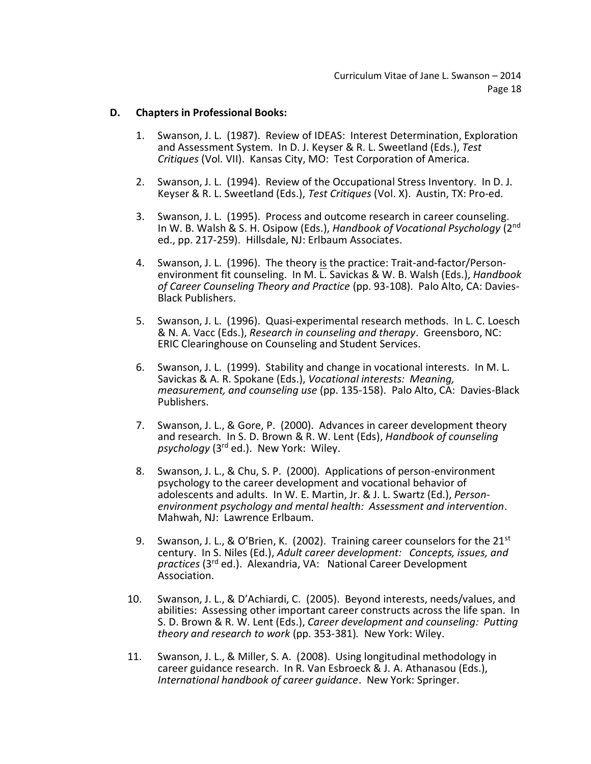## D. Chapters in Professional Books:

1. Swanson, J. L. (1987). Review of IDEAS: Interest Determination, Exploration and Assessment System. In D. J. Keyser & R. L. Sweetland (Eds.), *Test Critiques* (Vol. VII). Kansas City, MO: Test Corporation of America.

2. Swanson, J. L. (1994). Review of the Occupational Stress Inventory. In D. J. Keyser & R. L. Sweetland (Eds.), *Test Critiques* (Vol. X). Austin, TX: Pro-ed.

3. Swanson, J. L. (1995). Process and outcome research in career counseling. In W. B. Walsh & S. H. Osipow (Eds.), *Handbook of Vocational Psychology* (2nd ed., pp. 217-259). Hillsdale, NJ: Erlbaum Associates.

4. Swanson, J. L. (1996). The theory is the practice: Trait-and-factor/Person-environment fit counseling. In M. L. Savickas & W. B. Walsh (Eds.), *Handbook of Career Counseling Theory and Practice* (pp. 93-108). Palo Alto, CA: Davies-Black Publishers.

5. Swanson, J. L. (1996). Quasi-experimental research methods. In L. C. Loesch & N. A. Vacc (Eds.), *Research in counseling and therapy*. Greensboro, NC: ERIC Clearinghouse on Counseling and Student Services.

6. Swanson, J. L. (1999). Stability and change in vocational interests. In M. L. Savickas & A. R. Spokane (Eds.), *Vocational interests: Meaning, measurement, and counseling use* (pp. 135-158). Palo Alto, CA: Davies-Black Publishers.

7. Swanson, J. L., & Gore, P. (2000). Advances in career development theory and research. In S. D. Brown & R. W. Lent (Eds), *Handbook of counseling psychology* (3rd ed.). New York: Wiley.

8. Swanson, J. L., & Chu, S. P. (2000). Applications of person-environment psychology to the career development and vocational behavior of adolescents and adults. In W. E. Martin, Jr. & J. L. Swartz (Ed.), *Person-environment psychology and mental health: Assessment and intervention*. Mahwah, NJ: Lawrence Erlbaum.

9. Swanson, J. L., & O'Brien, K. (2002). Training career counselors for the 21st century. In S. Niles (Ed.), *Adult career development: Concepts, issues, and practices* (3rd ed.). Alexandria, VA: National Career Development Association.

10. Swanson, J. L., & D'Achiardi, C. (2005). Beyond interests, needs/values, and abilities: Assessing other important career constructs across the life span. In S. D. Brown & R. W. Lent (Eds.), *Career development and counseling: Putting theory and research to work* (pp. 353-381). New York: Wiley.

11. Swanson, J. L., & Miller, S. A. (2008). Using longitudinal methodology in career guidance research. In R. Van Esbroeck & J. A. Athanasou (Eds.), *International handbook of career guidance*. New York: Springer.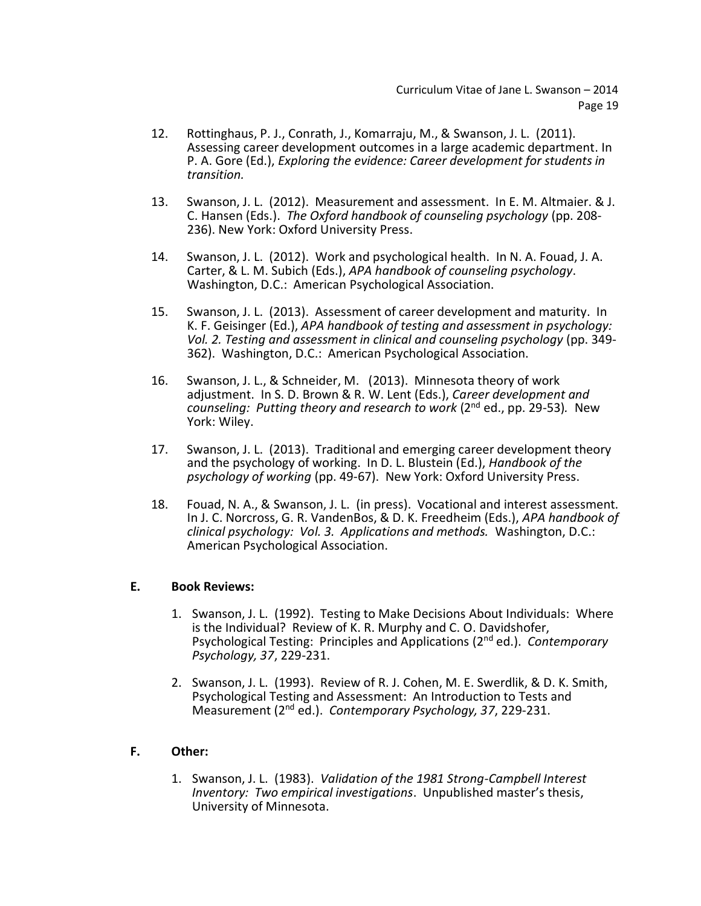12. Rottinghaus, P. J., Conrath, J., Komarraju, M., & Swanson, J. L. (2011). Assessing career development outcomes in a large academic department. In P. A. Gore (Ed.), *Exploring the evidence: Career development for students in transition.*

13. Swanson, J. L. (2012). Measurement and assessment. In E. M. Altmaier. & J. C. Hansen (Eds.). *The Oxford handbook of counseling psychology* (pp. 208-236). New York: Oxford University Press.

14. Swanson, J. L. (2012). Work and psychological health. In N. A. Fouad, J. A. Carter, & L. M. Subich (Eds.), *APA handbook of counseling psychology*. Washington, D.C.: American Psychological Association.

15. Swanson, J. L. (2013). Assessment of career development and maturity. In K. F. Geisinger (Ed.), *APA handbook of testing and assessment in psychology: Vol. 2. Testing and assessment in clinical and counseling psychology* (pp. 349-362). Washington, D.C.: American Psychological Association.

16. Swanson, J. L., & Schneider, M. (2013). Minnesota theory of work adjustment. In S. D. Brown & R. W. Lent (Eds.), *Career development and counseling: Putting theory and research to work* (2nd ed., pp. 29-53). New York: Wiley.

17. Swanson, J. L. (2013). Traditional and emerging career development theory and the psychology of working. In D. L. Blustein (Ed.), *Handbook of the psychology of working* (pp. 49-67). New York: Oxford University Press.

18. Fouad, N. A., & Swanson, J. L. (in press). Vocational and interest assessment. In J. C. Norcross, G. R. VandenBos, & D. K. Freedheim (Eds.), *APA handbook of clinical psychology: Vol. 3. Applications and methods.* Washington, D.C.: American Psychological Association.

### E. Book Reviews:

1. Swanson, J. L. (1992). Testing to Make Decisions About Individuals: Where is the Individual? Review of K. R. Murphy and C. O. Davidshofer, Psychological Testing: Principles and Applications (2nd ed.). *Contemporary Psychology, 37*, 229-231.

2. Swanson, J. L. (1993). Review of R. J. Cohen, M. E. Swerdlik, & D. K. Smith, Psychological Testing and Assessment: An Introduction to Tests and Measurement (2nd ed.). *Contemporary Psychology, 37*, 229-231.

### F. Other:

1. Swanson, J. L. (1983). *Validation of the 1981 Strong-Campbell Interest Inventory: Two empirical investigations*. Unpublished master's thesis, University of Minnesota.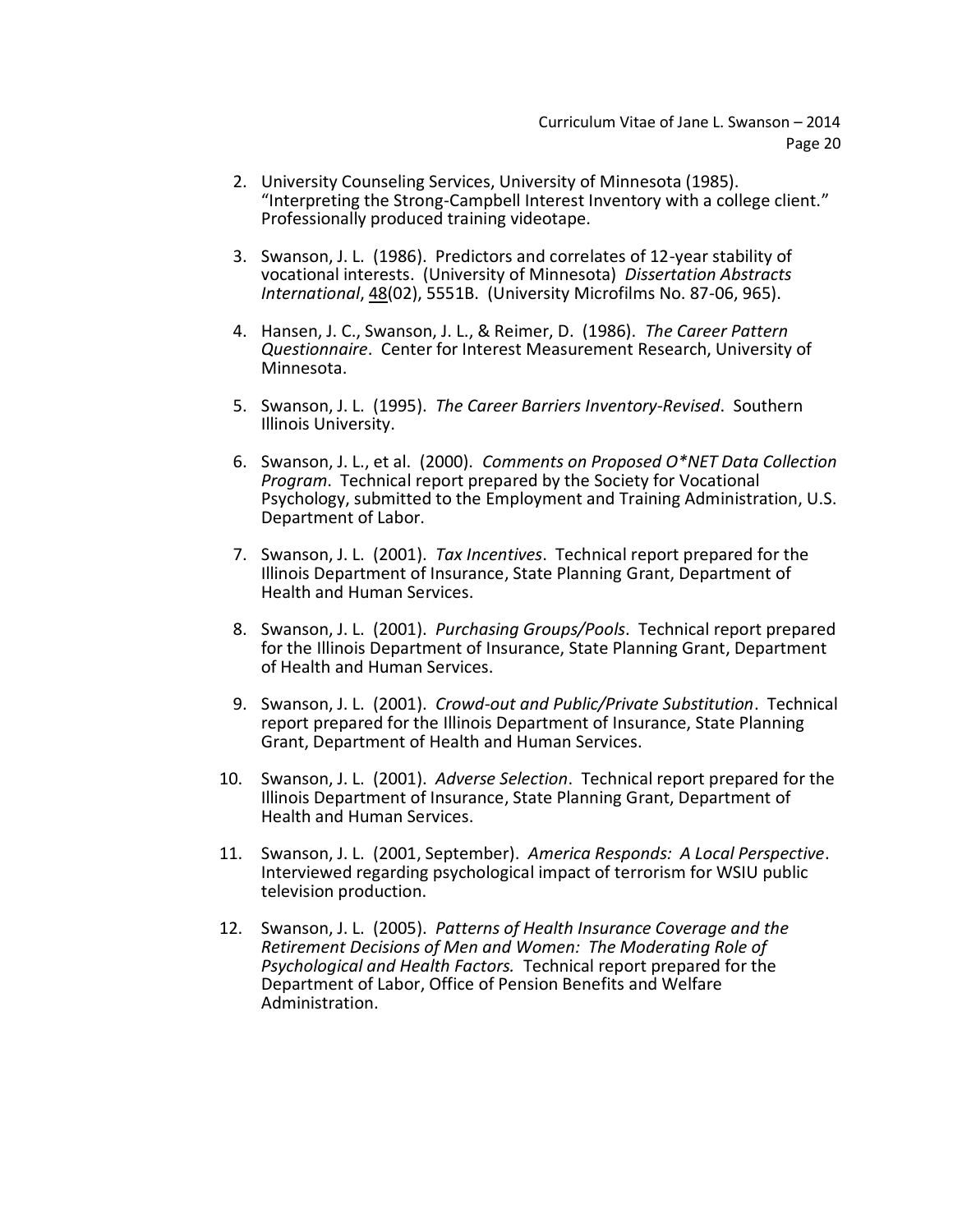2. University Counseling Services, University of Minnesota (1985). "Interpreting the Strong-Campbell Interest Inventory with a college client." Professionally produced training videotape.

3. Swanson, J. L. (1986). Predictors and correlates of 12-year stability of vocational interests. (University of Minnesota) *Dissertation Abstracts International*, 48(02), 5551B. (University Microfilms No. 87-06, 965).

4. Hansen, J. C., Swanson, J. L., & Reimer, D. (1986). *The Career Pattern Questionnaire*. Center for Interest Measurement Research, University of Minnesota.

5. Swanson, J. L. (1995). *The Career Barriers Inventory-Revised*. Southern Illinois University.

6. Swanson, J. L., et al. (2000). *Comments on Proposed O*NET Data Collection Program*. Technical report prepared by the Society for Vocational Psychology, submitted to the Employment and Training Administration, U.S. Department of Labor.

7. Swanson, J. L. (2001). *Tax Incentives*. Technical report prepared for the Illinois Department of Insurance, State Planning Grant, Department of Health and Human Services.

8. Swanson, J. L. (2001). *Purchasing Groups/Pools*. Technical report prepared for the Illinois Department of Insurance, State Planning Grant, Department of Health and Human Services.

9. Swanson, J. L. (2001). *Crowd-out and Public/Private Substitution*. Technical report prepared for the Illinois Department of Insurance, State Planning Grant, Department of Health and Human Services.

10. Swanson, J. L. (2001). *Adverse Selection*. Technical report prepared for the Illinois Department of Insurance, State Planning Grant, Department of Health and Human Services.

11. Swanson, J. L. (2001, September). *America Responds: A Local Perspective*. Interviewed regarding psychological impact of terrorism for WSIU public television production.

12. Swanson, J. L. (2005). *Patterns of Health Insurance Coverage and the Retirement Decisions of Men and Women: The Moderating Role of Psychological and Health Factors.* Technical report prepared for the Department of Labor, Office of Pension Benefits and Welfare Administration.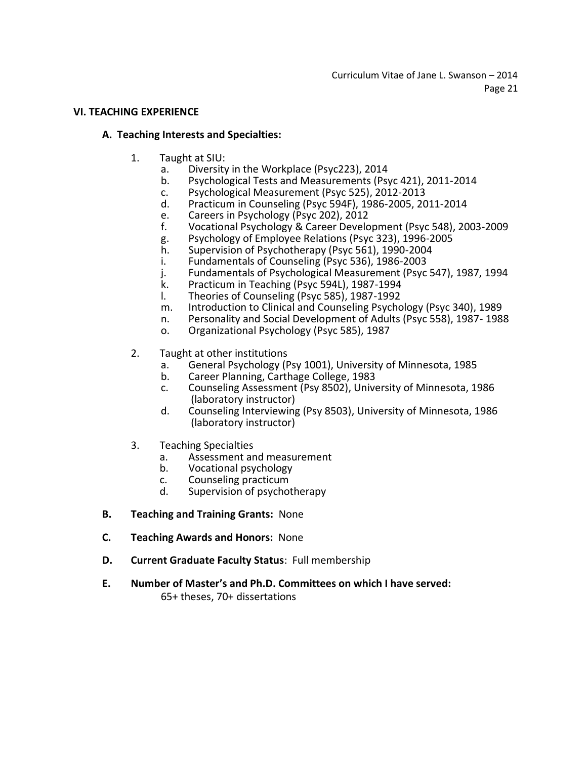## VI. TEACHING EXPERIENCE

### A. Teaching Interests and Specialties:

1. Taught at SIU:
   a. Diversity in the Workplace (Psyc223), 2014
   b. Psychological Tests and Measurements (Psyc 421), 2011-2014
   c. Psychological Measurement (Psyc 525), 2012-2013
   d. Practicum in Counseling (Psyc 594F), 1986-2005, 2011-2014
   e. Careers in Psychology (Psyc 202), 2012
   f. Vocational Psychology & Career Development (Psyc 548), 2003-2009
   g. Psychology of Employee Relations (Psyc 323), 1996-2005
   h. Supervision of Psychotherapy (Psyc 561), 1990-2004
   i. Fundamentals of Counseling (Psyc 536), 1986-2003
   j. Fundamentals of Psychological Measurement (Psyc 547), 1987, 1994
   k. Practicum in Teaching (Psyc 594L), 1987-1994
   l. Theories of Counseling (Psyc 585), 1987-1992
   m. Introduction to Clinical and Counseling Psychology (Psyc 340), 1989
   n. Personality and Social Development of Adults (Psyc 558), 1987- 1988
   o. Organizational Psychology (Psyc 585), 1987

2. Taught at other institutions
   a. General Psychology (Psy 1001), University of Minnesota, 1985
   b. Career Planning, Carthage College, 1983
   c. Counseling Assessment (Psy 8502), University of Minnesota, 1986 (laboratory instructor)
   d. Counseling Interviewing (Psy 8503), University of Minnesota, 1986 (laboratory instructor)

3. Teaching Specialties
   a. Assessment and measurement
   b. Vocational psychology
   c. Counseling practicum
   d. Supervision of psychotherapy

**B. Teaching and Training Grants:** None

**C. Teaching Awards and Honors:** None

**D. Current Graduate Faculty Status**: Full membership

**E. Number of Master's and Ph.D. Committees on which I have served:**
65+ theses, 70+ dissertations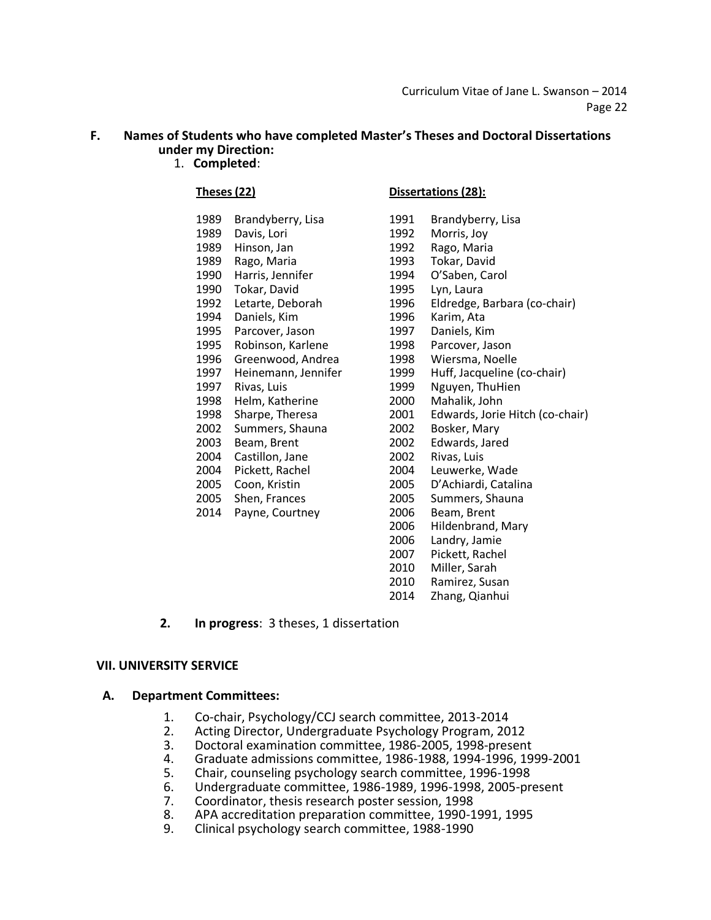## F. Names of Students who have completed Master's Theses and Doctoral Dissertations under my Direction:

1. **Completed**:

**Theses (22)**

1989 Brandyberry, Lisa
1989 Davis, Lori
1989 Hinson, Jan
1989 Rago, Maria
1990 Harris, Jennifer
1990 Tokar, David
1992 Letarte, Deborah
1994 Daniels, Kim
1995 Parcover, Jason
1995 Robinson, Karlene
1996 Greenwood, Andrea
1997 Heinemann, Jennifer
1997 Rivas, Luis
1998 Helm, Katherine
1998 Sharpe, Theresa
2002 Summers, Shauna
2003 Beam, Brent
2004 Castillon, Jane
2004 Pickett, Rachel
2005 Coon, Kristin
2005 Shen, Frances
2014 Payne, Courtney

**Dissertations (28):**

1991 Brandyberry, Lisa
1992 Morris, Joy
1992 Rago, Maria
1993 Tokar, David
1994 O'Saben, Carol
1995 Lyn, Laura
1996 Eldredge, Barbara (co-chair)
1996 Karim, Ata
1997 Daniels, Kim
1998 Parcover, Jason
1998 Wiersma, Noelle
1999 Huff, Jacqueline (co-chair)
1999 Nguyen, ThuHien
2000 Mahalik, John
2001 Edwards, Jorie Hitch (co-chair)
2002 Bosker, Mary
2002 Edwards, Jared
2002 Rivas, Luis
2004 Leuwerke, Wade
2005 D'Achiardi, Catalina
2005 Summers, Shauna
2006 Beam, Brent
2006 Hildenbrand, Mary
2006 Landry, Jamie
2007 Pickett, Rachel
2010 Miller, Sarah
2010 Ramirez, Susan
2014 Zhang, Qianhui

2. **In progress**: 3 theses, 1 dissertation

## VII. UNIVERSITY SERVICE

### A. Department Committees:

1. Co-chair, Psychology/CCJ search committee, 2013-2014
2. Acting Director, Undergraduate Psychology Program, 2012
3. Doctoral examination committee, 1986-2005, 1998-present
4. Graduate admissions committee, 1986-1988, 1994-1996, 1999-2001
5. Chair, counseling psychology search committee, 1996-1998
6. Undergraduate committee, 1986-1989, 1996-1998, 2005-present
7. Coordinator, thesis research poster session, 1998
8. APA accreditation preparation committee, 1990-1991, 1995
9. Clinical psychology search committee, 1988-1990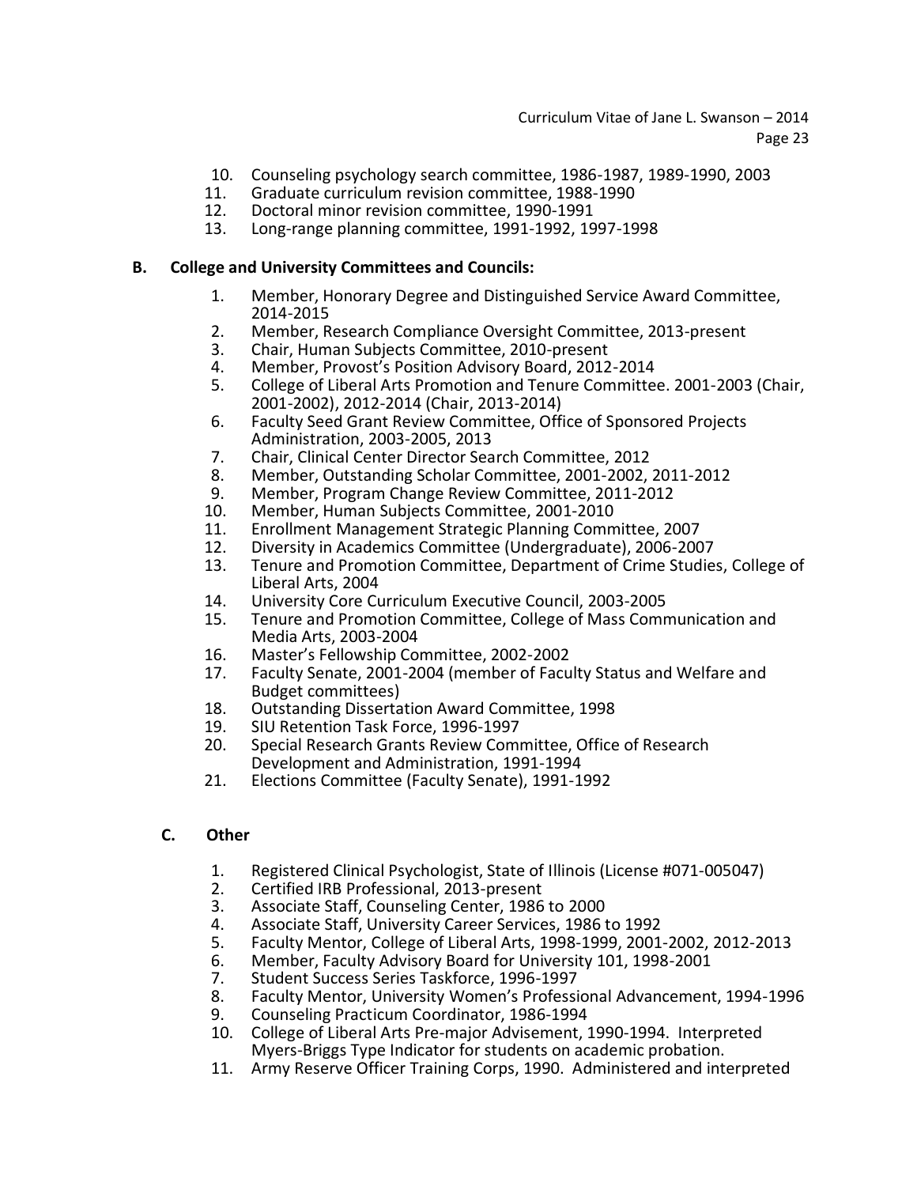10. Counseling psychology search committee, 1986-1987, 1989-1990, 2003
11. Graduate curriculum revision committee, 1988-1990
12. Doctoral minor revision committee, 1990-1991
13. Long-range planning committee, 1991-1992, 1997-1998

### B. College and University Committees and Councils:

1. Member, Honorary Degree and Distinguished Service Award Committee, 2014-2015
2. Member, Research Compliance Oversight Committee, 2013-present
3. Chair, Human Subjects Committee, 2010-present
4. Member, Provost's Position Advisory Board, 2012-2014
5. College of Liberal Arts Promotion and Tenure Committee. 2001-2003 (Chair, 2001-2002), 2012-2014 (Chair, 2013-2014)
6. Faculty Seed Grant Review Committee, Office of Sponsored Projects Administration, 2003-2005, 2013
7. Chair, Clinical Center Director Search Committee, 2012
8. Member, Outstanding Scholar Committee, 2001-2002, 2011-2012
9. Member, Program Change Review Committee, 2011-2012
10. Member, Human Subjects Committee, 2001-2010
11. Enrollment Management Strategic Planning Committee, 2007
12. Diversity in Academics Committee (Undergraduate), 2006-2007
13. Tenure and Promotion Committee, Department of Crime Studies, College of Liberal Arts, 2004
14. University Core Curriculum Executive Council, 2003-2005
15. Tenure and Promotion Committee, College of Mass Communication and Media Arts, 2003-2004
16. Master's Fellowship Committee, 2002-2002
17. Faculty Senate, 2001-2004 (member of Faculty Status and Welfare and Budget committees)
18. Outstanding Dissertation Award Committee, 1998
19. SIU Retention Task Force, 1996-1997
20. Special Research Grants Review Committee, Office of Research Development and Administration, 1991-1994
21. Elections Committee (Faculty Senate), 1991-1992

### C. Other

1. Registered Clinical Psychologist, State of Illinois (License #071-005047)
2. Certified IRB Professional, 2013-present
3. Associate Staff, Counseling Center, 1986 to 2000
4. Associate Staff, University Career Services, 1986 to 1992
5. Faculty Mentor, College of Liberal Arts, 1998-1999, 2001-2002, 2012-2013
6. Member, Faculty Advisory Board for University 101, 1998-2001
7. Student Success Series Taskforce, 1996-1997
8. Faculty Mentor, University Women's Professional Advancement, 1994-1996
9. Counseling Practicum Coordinator, 1986-1994
10. College of Liberal Arts Pre-major Advisement, 1990-1994. Interpreted Myers-Briggs Type Indicator for students on academic probation.
11. Army Reserve Officer Training Corps, 1990. Administered and interpreted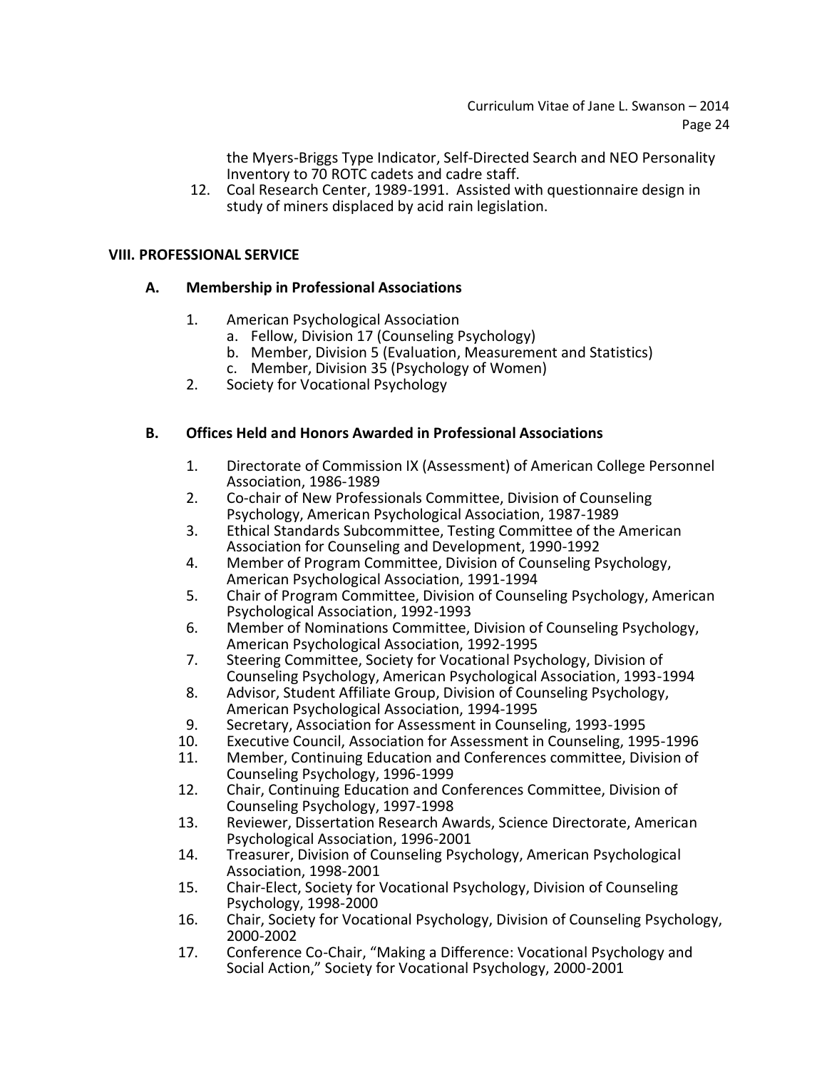the Myers-Briggs Type Indicator, Self-Directed Search and NEO Personality Inventory to 70 ROTC cadets and cadre staff.

12. Coal Research Center, 1989-1991. Assisted with questionnaire design in study of miners displaced by acid rain legislation.

## VIII. PROFESSIONAL SERVICE

### A. Membership in Professional Associations

1. American Psychological Association
   a. Fellow, Division 17 (Counseling Psychology)
   b. Member, Division 5 (Evaluation, Measurement and Statistics)
   c. Member, Division 35 (Psychology of Women)
2. Society for Vocational Psychology

### B. Offices Held and Honors Awarded in Professional Associations

1. Directorate of Commission IX (Assessment) of American College Personnel Association, 1986-1989
2. Co-chair of New Professionals Committee, Division of Counseling Psychology, American Psychological Association, 1987-1989
3. Ethical Standards Subcommittee, Testing Committee of the American Association for Counseling and Development, 1990-1992
4. Member of Program Committee, Division of Counseling Psychology, American Psychological Association, 1991-1994
5. Chair of Program Committee, Division of Counseling Psychology, American Psychological Association, 1992-1993
6. Member of Nominations Committee, Division of Counseling Psychology, American Psychological Association, 1992-1995
7. Steering Committee, Society for Vocational Psychology, Division of Counseling Psychology, American Psychological Association, 1993-1994
8. Advisor, Student Affiliate Group, Division of Counseling Psychology, American Psychological Association, 1994-1995
9. Secretary, Association for Assessment in Counseling, 1993-1995
10. Executive Council, Association for Assessment in Counseling, 1995-1996
11. Member, Continuing Education and Conferences committee, Division of Counseling Psychology, 1996-1999
12. Chair, Continuing Education and Conferences Committee, Division of Counseling Psychology, 1997-1998
13. Reviewer, Dissertation Research Awards, Science Directorate, American Psychological Association, 1996-2001
14. Treasurer, Division of Counseling Psychology, American Psychological Association, 1998-2001
15. Chair-Elect, Society for Vocational Psychology, Division of Counseling Psychology, 1998-2000
16. Chair, Society for Vocational Psychology, Division of Counseling Psychology, 2000-2002
17. Conference Co-Chair, "Making a Difference: Vocational Psychology and Social Action," Society for Vocational Psychology, 2000-2001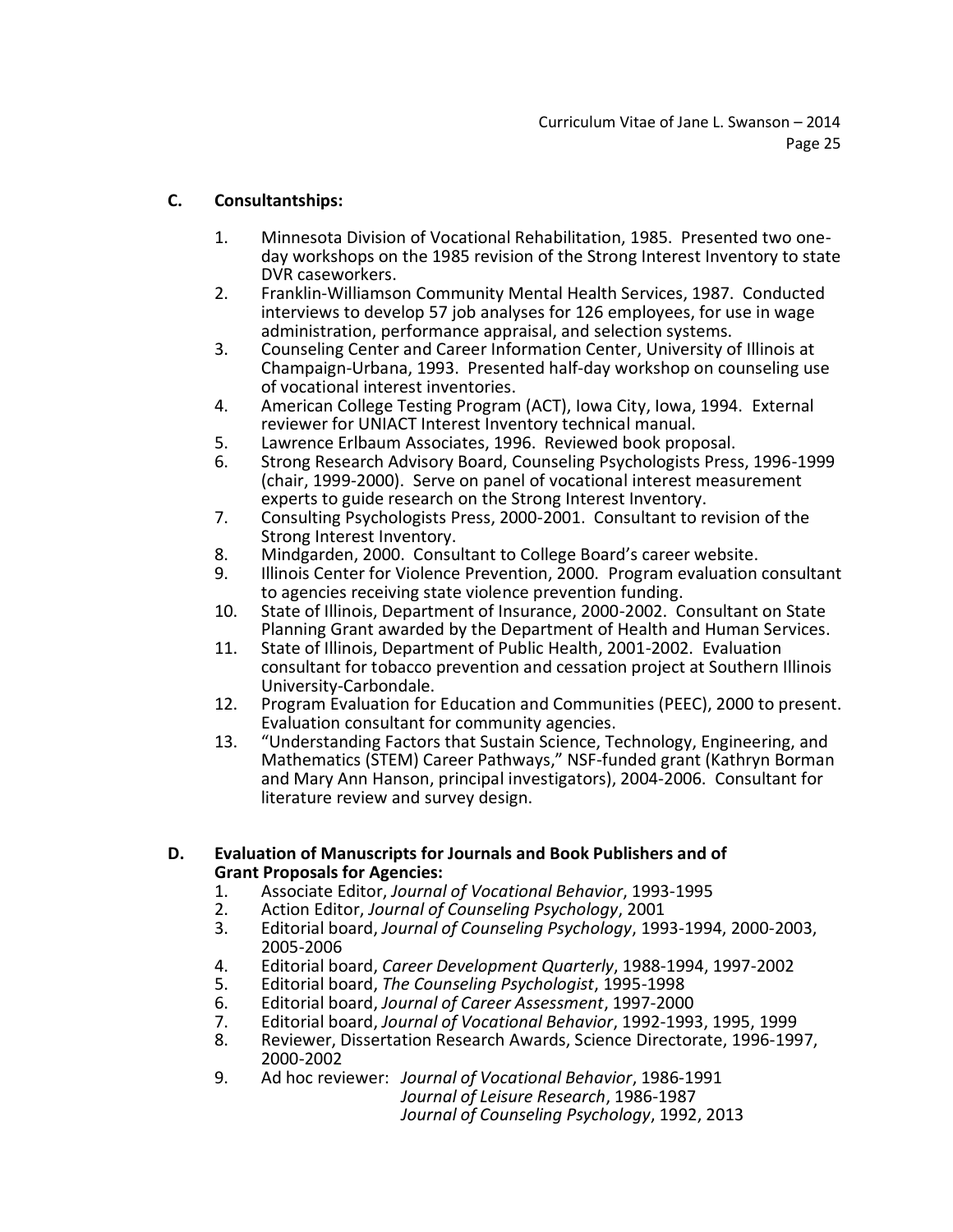### C. Consultantships:

1. Minnesota Division of Vocational Rehabilitation, 1985. Presented two one-day workshops on the 1985 revision of the Strong Interest Inventory to state DVR caseworkers.
2. Franklin-Williamson Community Mental Health Services, 1987. Conducted interviews to develop 57 job analyses for 126 employees, for use in wage administration, performance appraisal, and selection systems.
3. Counseling Center and Career Information Center, University of Illinois at Champaign-Urbana, 1993. Presented half-day workshop on counseling use of vocational interest inventories.
4. American College Testing Program (ACT), Iowa City, Iowa, 1994. External reviewer for UNIACT Interest Inventory technical manual.
5. Lawrence Erlbaum Associates, 1996. Reviewed book proposal.
6. Strong Research Advisory Board, Counseling Psychologists Press, 1996-1999 (chair, 1999-2000). Serve on panel of vocational interest measurement experts to guide research on the Strong Interest Inventory.
7. Consulting Psychologists Press, 2000-2001. Consultant to revision of the Strong Interest Inventory.
8. Mindgarden, 2000. Consultant to College Board's career website.
9. Illinois Center for Violence Prevention, 2000. Program evaluation consultant to agencies receiving state violence prevention funding.
10. State of Illinois, Department of Insurance, 2000-2002. Consultant on State Planning Grant awarded by the Department of Health and Human Services.
11. State of Illinois, Department of Public Health, 2001-2002. Evaluation consultant for tobacco prevention and cessation project at Southern Illinois University-Carbondale.
12. Program Evaluation for Education and Communities (PEEC), 2000 to present. Evaluation consultant for community agencies.
13. "Understanding Factors that Sustain Science, Technology, Engineering, and Mathematics (STEM) Career Pathways," NSF-funded grant (Kathryn Borman and Mary Ann Hanson, principal investigators), 2004-2006. Consultant for literature review and survey design.

### D. Evaluation of Manuscripts for Journals and Book Publishers and of Grant Proposals for Agencies:

1. Associate Editor, *Journal of Vocational Behavior*, 1993-1995
2. Action Editor, *Journal of Counseling Psychology*, 2001
3. Editorial board, *Journal of Counseling Psychology*, 1993-1994, 2000-2003, 2005-2006
4. Editorial board, *Career Development Quarterly*, 1988-1994, 1997-2002
5. Editorial board, *The Counseling Psychologist*, 1995-1998
6. Editorial board, *Journal of Career Assessment*, 1997-2000
7. Editorial board, *Journal of Vocational Behavior*, 1992-1993, 1995, 1999
8. Reviewer, Dissertation Research Awards, Science Directorate, 1996-1997, 2000-2002
9. Ad hoc reviewer: *Journal of Vocational Behavior*, 1986-1991
   *Journal of Leisure Research*, 1986-1987
   *Journal of Counseling Psychology*, 1992, 2013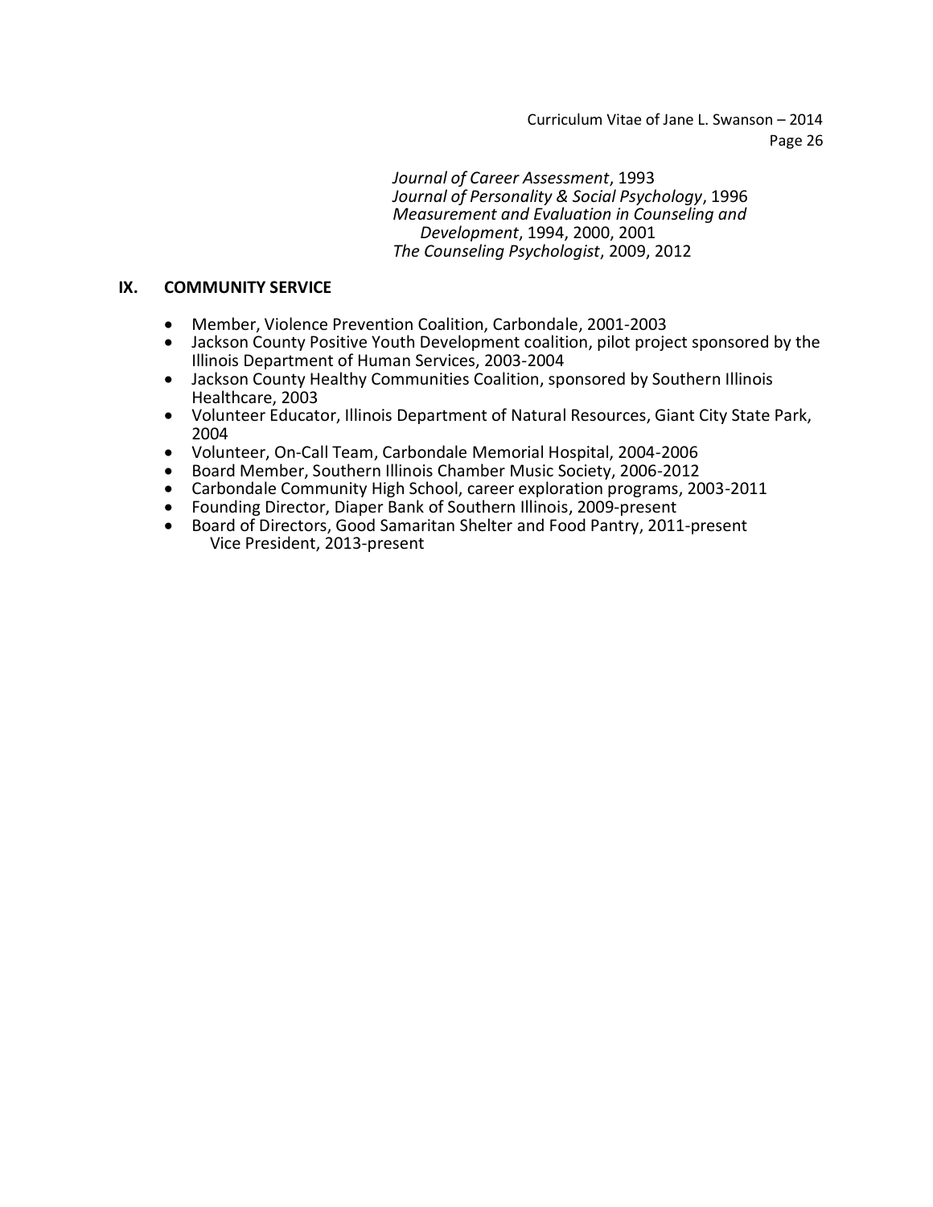*Journal of Career Assessment*, 1993
*Journal of Personality & Social Psychology*, 1996
*Measurement and Evaluation in Counseling and Development*, 1994, 2000, 2001
*The Counseling Psychologist*, 2009, 2012

## IX. COMMUNITY SERVICE

- Member, Violence Prevention Coalition, Carbondale, 2001-2003
- Jackson County Positive Youth Development coalition, pilot project sponsored by the Illinois Department of Human Services, 2003-2004
- Jackson County Healthy Communities Coalition, sponsored by Southern Illinois Healthcare, 2003
- Volunteer Educator, Illinois Department of Natural Resources, Giant City State Park, 2004
- Volunteer, On-Call Team, Carbondale Memorial Hospital, 2004-2006
- Board Member, Southern Illinois Chamber Music Society, 2006-2012
- Carbondale Community High School, career exploration programs, 2003-2011
- Founding Director, Diaper Bank of Southern Illinois, 2009-present
- Board of Directors, Good Samaritan Shelter and Food Pantry, 2011-present
  Vice President, 2013-present